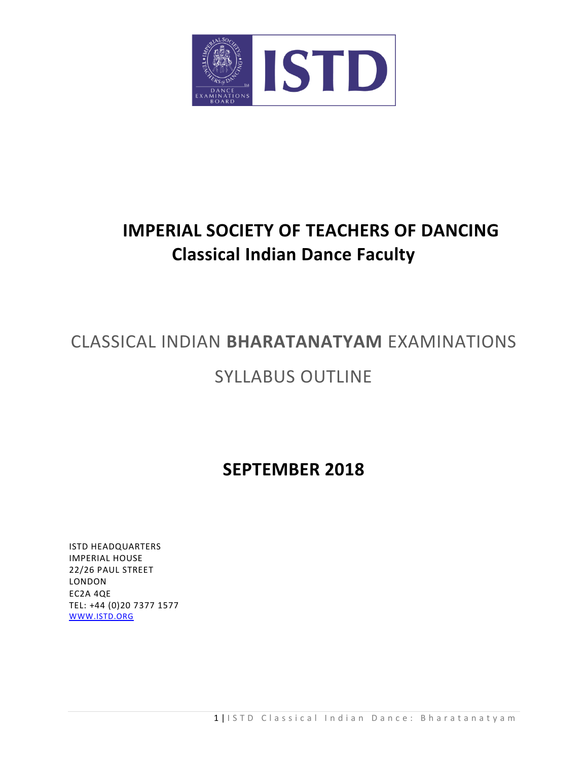# IMPERIAL SOCIETY OF TEACHERS OF DANCING

## Classical Indian Dance Faculty

## CLASSICAL INDIAN **BHARATANATYAM** EXAMINATIONS

## SYLLABUS OUTLINE

## SEPTEMBER 2018

ISTD HEADQUARTERS
IMPERIAL HOUSE
22/26 PAUL STREET
LONDON
EC2A 4QE
TEL: +44 (0)20 7377 1577
[WWW.ISTD.ORG](http://www.istd.org)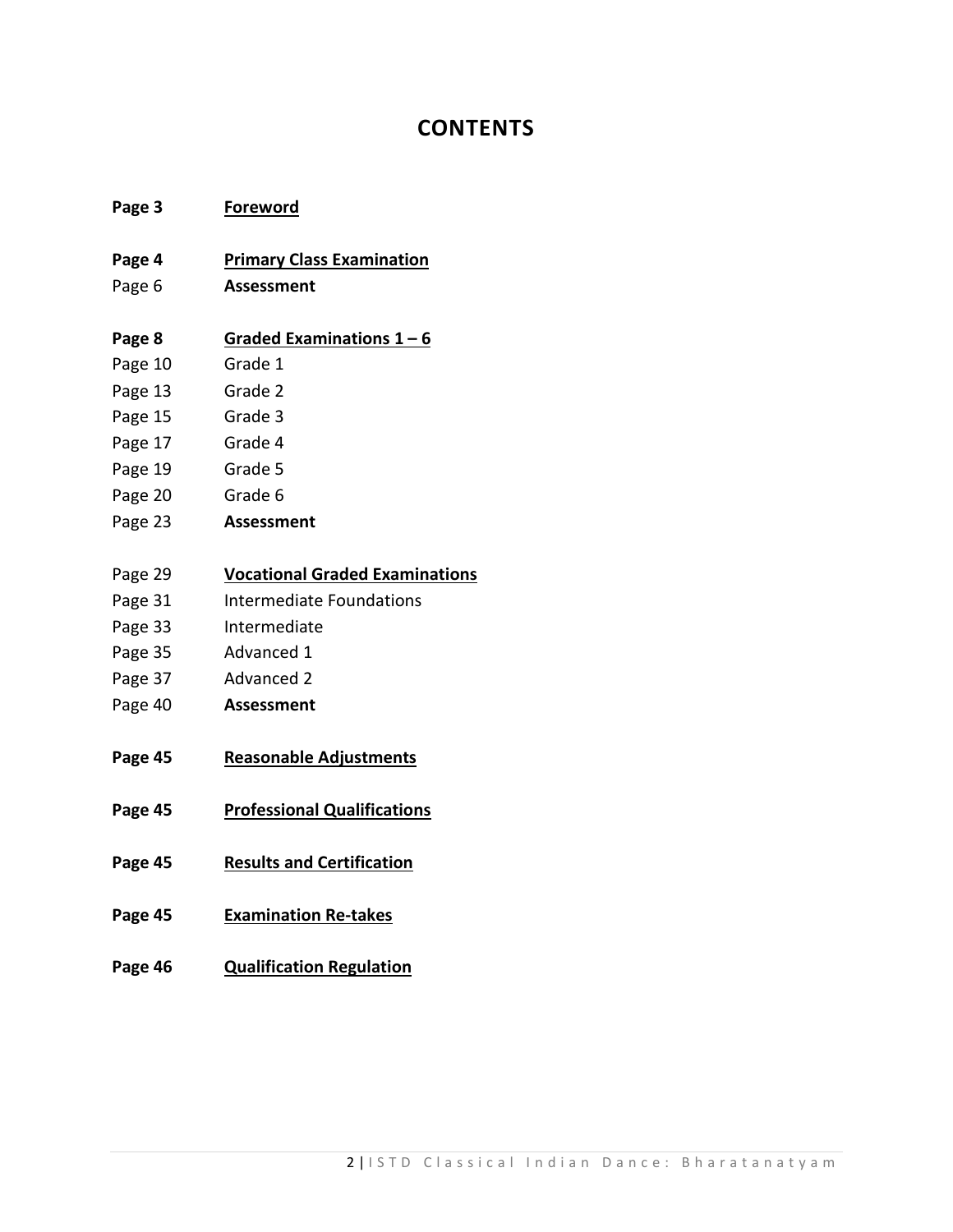# CONTENTS

| | |
|---|---|
| **Page 3** | **Foreword** |
| | |
| **Page 4** | **Primary Class Examination** |
| Page 6 | **Assessment** |
| | |
| **Page 8** | **Graded Examinations 1 – 6** |
| Page 10 | Grade 1 |
| Page 13 | Grade 2 |
| Page 15 | Grade 3 |
| Page 17 | Grade 4 |
| Page 19 | Grade 5 |
| Page 20 | Grade 6 |
| Page 23 | **Assessment** |
| | |
| Page 29 | **Vocational Graded Examinations** |
| Page 31 | Intermediate Foundations |
| Page 33 | Intermediate |
| Page 35 | Advanced 1 |
| Page 37 | Advanced 2 |
| Page 40 | **Assessment** |
| | |
| **Page 45** | **Reasonable Adjustments** |
| | |
| **Page 45** | **Professional Qualifications** |
| | |
| **Page 45** | **Results and Certification** |
| | |
| **Page 45** | **Examination Re-takes** |
| | |
| **Page 46** | **Qualification Regulation** |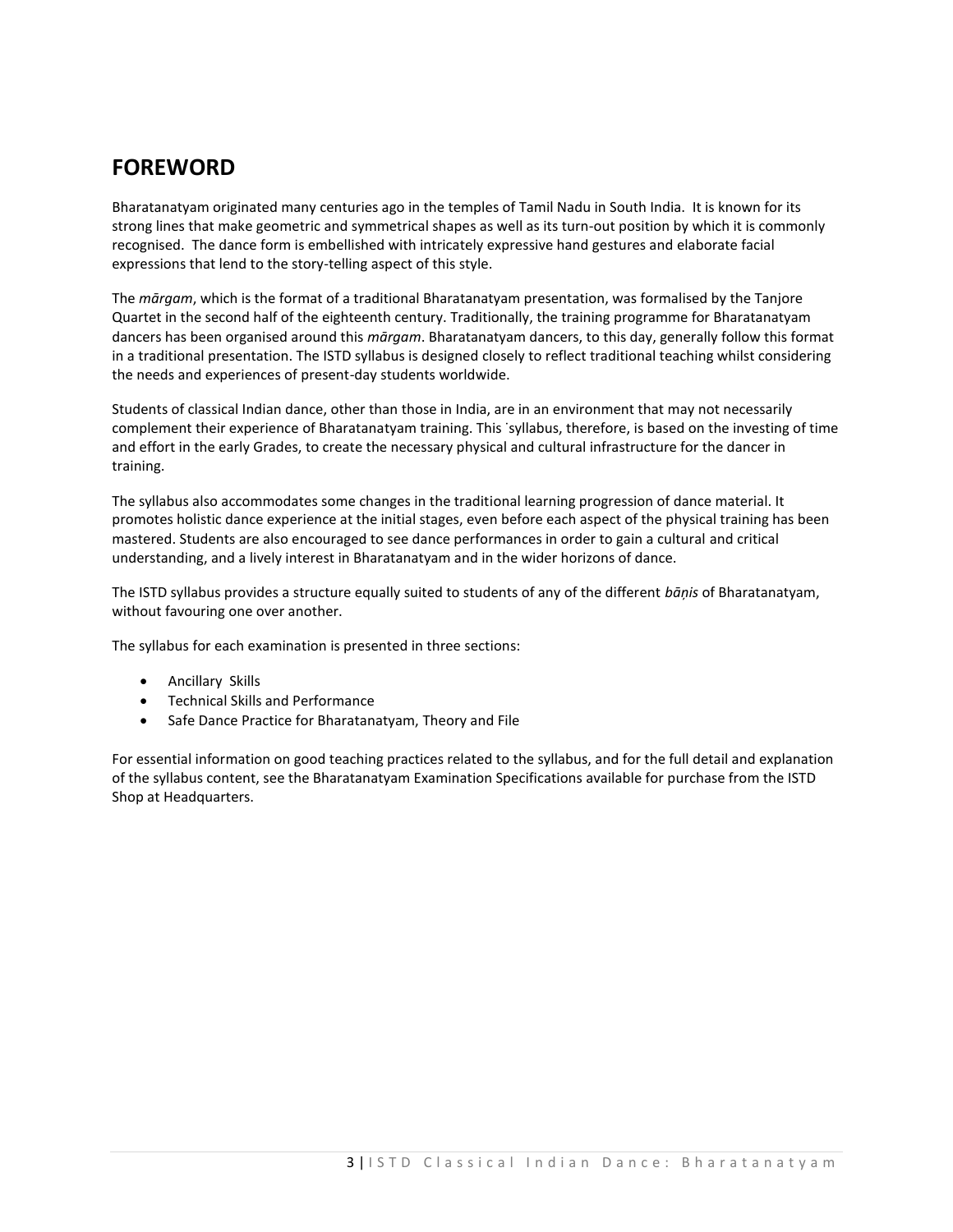# FOREWORD

Bharatanatyam originated many centuries ago in the temples of Tamil Nadu in South India. It is known for its strong lines that make geometric and symmetrical shapes as well as its turn-out position by which it is commonly recognised. The dance form is embellished with intricately expressive hand gestures and elaborate facial expressions that lend to the story-telling aspect of this style.

The *mārgam*, which is the format of a traditional Bharatanatyam presentation, was formalised by the Tanjore Quartet in the second half of the eighteenth century. Traditionally, the training programme for Bharatanatyam dancers has been organised around this *mārgam*. Bharatanatyam dancers, to this day, generally follow this format in a traditional presentation. The ISTD syllabus is designed closely to reflect traditional teaching whilst considering the needs and experiences of present-day students worldwide.

Students of classical Indian dance, other than those in India, are in an environment that may not necessarily complement their experience of Bharatanatyam training. This ˙syllabus, therefore, is based on the investing of time and effort in the early Grades, to create the necessary physical and cultural infrastructure for the dancer in training.

The syllabus also accommodates some changes in the traditional learning progression of dance material. It promotes holistic dance experience at the initial stages, even before each aspect of the physical training has been mastered. Students are also encouraged to see dance performances in order to gain a cultural and critical understanding, and a lively interest in Bharatanatyam and in the wider horizons of dance.

The ISTD syllabus provides a structure equally suited to students of any of the different *bāṇis* of Bharatanatyam, without favouring one over another.

The syllabus for each examination is presented in three sections:

- Ancillary Skills
- Technical Skills and Performance
- Safe Dance Practice for Bharatanatyam, Theory and File

For essential information on good teaching practices related to the syllabus, and for the full detail and explanation of the syllabus content, see the Bharatanatyam Examination Specifications available for purchase from the ISTD Shop at Headquarters.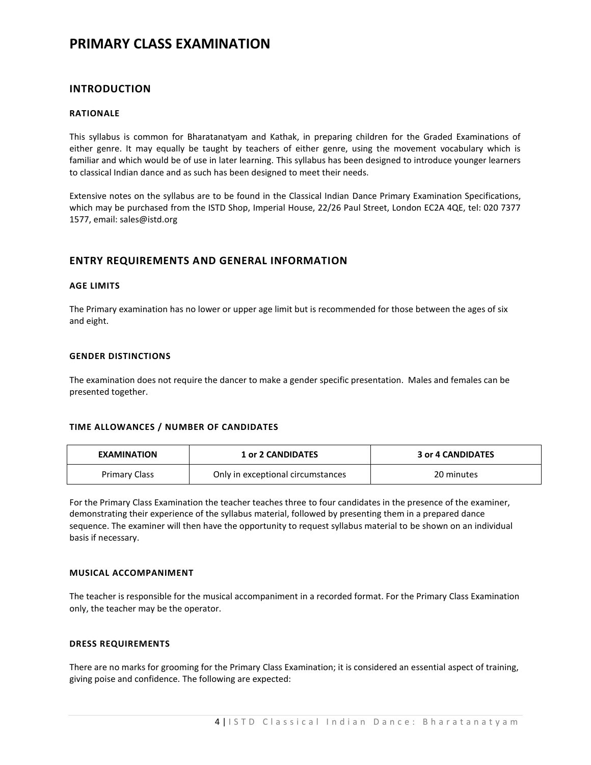# PRIMARY CLASS EXAMINATION

## INTRODUCTION

### RATIONALE

This syllabus is common for Bharatanatyam and Kathak, in preparing children for the Graded Examinations of either genre. It may equally be taught by teachers of either genre, using the movement vocabulary which is familiar and which would be of use in later learning. This syllabus has been designed to introduce younger learners to classical Indian dance and as such has been designed to meet their needs.

Extensive notes on the syllabus are to be found in the Classical Indian Dance Primary Examination Specifications, which may be purchased from the ISTD Shop, Imperial House, 22/26 Paul Street, London EC2A 4QE, tel: 020 7377 1577, email: sales@istd.org

## ENTRY REQUIREMENTS AND GENERAL INFORMATION

### AGE LIMITS

The Primary examination has no lower or upper age limit but is recommended for those between the ages of six and eight.

### GENDER DISTINCTIONS

The examination does not require the dancer to make a gender specific presentation. Males and females can be presented together.

### TIME ALLOWANCES / NUMBER OF CANDIDATES

| EXAMINATION | 1 or 2 CANDIDATES | 3 or 4 CANDIDATES |
|---|---|---|
| Primary Class | Only in exceptional circumstances | 20 minutes |

For the Primary Class Examination the teacher teaches three to four candidates in the presence of the examiner, demonstrating their experience of the syllabus material, followed by presenting them in a prepared dance sequence. The examiner will then have the opportunity to request syllabus material to be shown on an individual basis if necessary.

### MUSICAL ACCOMPANIMENT

The teacher is responsible for the musical accompaniment in a recorded format. For the Primary Class Examination only, the teacher may be the operator.

### DRESS REQUIREMENTS

There are no marks for grooming for the Primary Class Examination; it is considered an essential aspect of training, giving poise and confidence. The following are expected: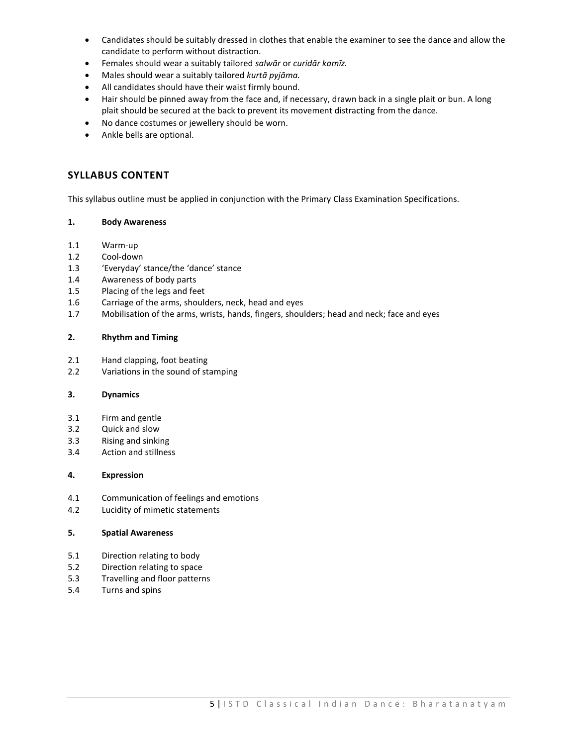- Candidates should be suitably dressed in clothes that enable the examiner to see the dance and allow the candidate to perform without distraction.
- Females should wear a suitably tailored *salwār* or *curidār kamīz.*
- Males should wear a suitably tailored *kurtā pyjāma.*
- All candidates should have their waist firmly bound.
- Hair should be pinned away from the face and, if necessary, drawn back in a single plait or bun. A long plait should be secured at the back to prevent its movement distracting from the dance.
- No dance costumes or jewellery should be worn.
- Ankle bells are optional.

## SYLLABUS CONTENT

This syllabus outline must be applied in conjunction with the Primary Class Examination Specifications.

**1. Body Awareness**

1.1 Warm-up
1.2 Cool-down
1.3 'Everyday' stance/the 'dance' stance
1.4 Awareness of body parts
1.5 Placing of the legs and feet
1.6 Carriage of the arms, shoulders, neck, head and eyes
1.7 Mobilisation of the arms, wrists, hands, fingers, shoulders; head and neck; face and eyes

**2. Rhythm and Timing**

2.1 Hand clapping, foot beating
2.2 Variations in the sound of stamping

**3. Dynamics**

3.1 Firm and gentle
3.2 Quick and slow
3.3 Rising and sinking
3.4 Action and stillness

**4. Expression**

4.1 Communication of feelings and emotions
4.2 Lucidity of mimetic statements

**5. Spatial Awareness**

5.1 Direction relating to body
5.2 Direction relating to space
5.3 Travelling and floor patterns
5.4 Turns and spins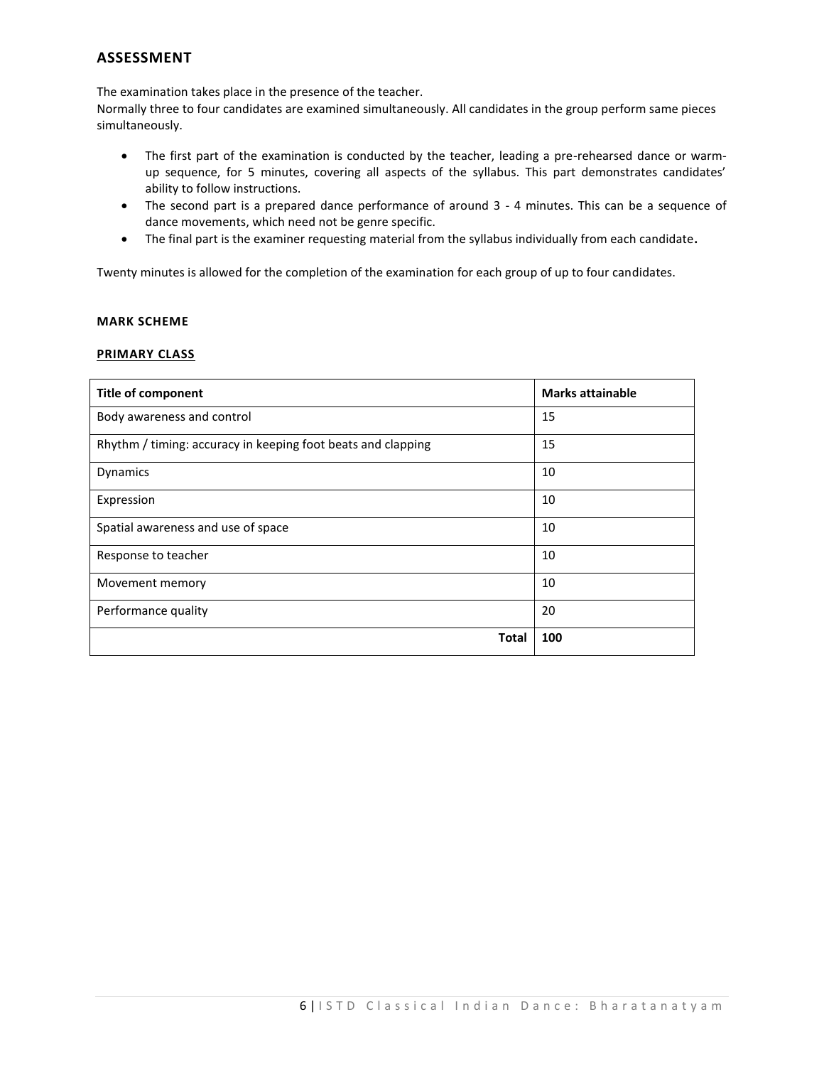## ASSESSMENT

The examination takes place in the presence of the teacher.
Normally three to four candidates are examined simultaneously. All candidates in the group perform same pieces simultaneously.

- The first part of the examination is conducted by the teacher, leading a pre-rehearsed dance or warm-up sequence, for 5 minutes, covering all aspects of the syllabus. This part demonstrates candidates' ability to follow instructions.
- The second part is a prepared dance performance of around 3 - 4 minutes. This can be a sequence of dance movements, which need not be genre specific.
- The final part is the examiner requesting material from the syllabus individually from each candidate**.**

Twenty minutes is allowed for the completion of the examination for each group of up to four candidates.

### MARK SCHEME

#### PRIMARY CLASS

| Title of component | Marks attainable |
|---|---|
| Body awareness and control | 15 |
| Rhythm / timing: accuracy in keeping foot beats and clapping | 15 |
| Dynamics | 10 |
| Expression | 10 |
| Spatial awareness and use of space | 10 |
| Response to teacher | 10 |
| Movement memory | 10 |
| Performance quality | 20 |
| **Total** | **100** |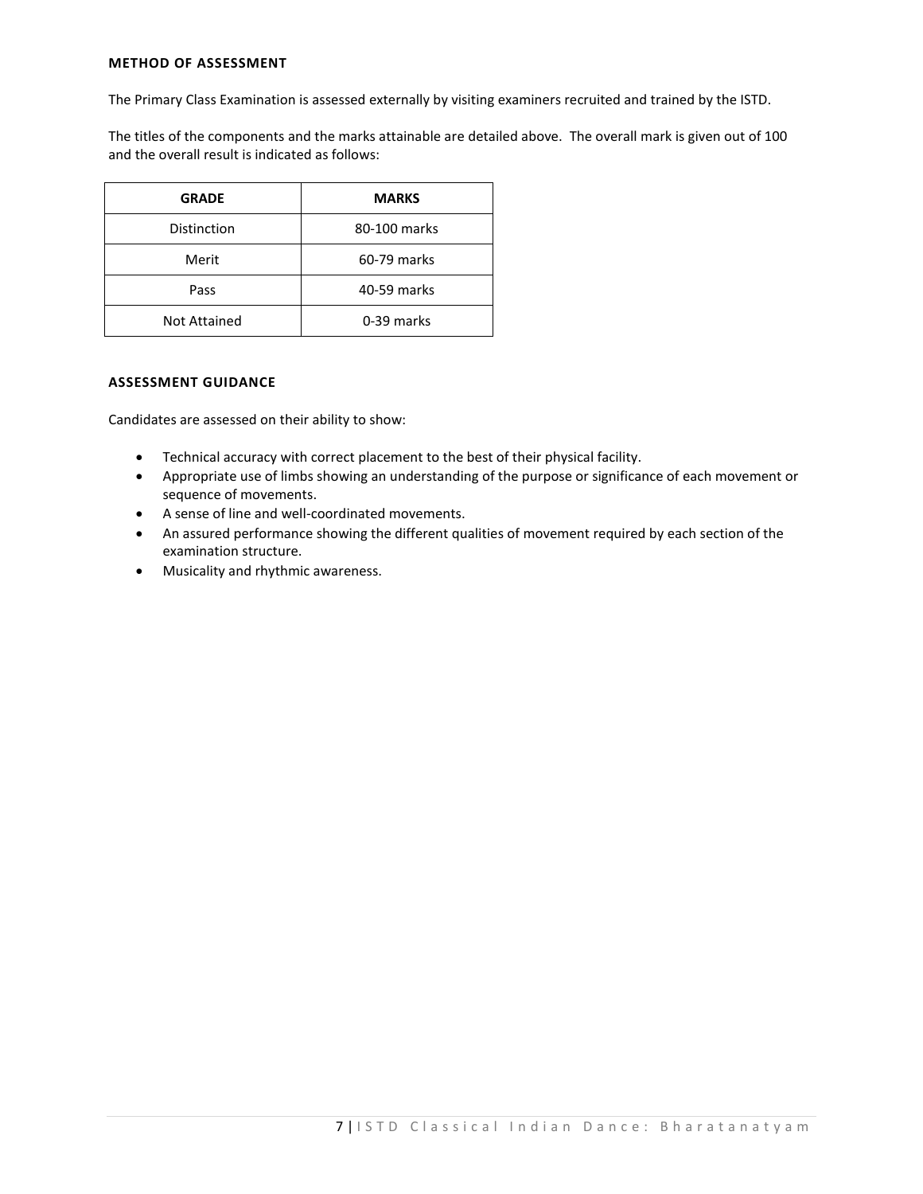## METHOD OF ASSESSMENT

The Primary Class Examination is assessed externally by visiting examiners recruited and trained by the ISTD.

The titles of the components and the marks attainable are detailed above. The overall mark is given out of 100 and the overall result is indicated as follows:

| GRADE | MARKS |
|---|---|
| Distinction | 80-100 marks |
| Merit | 60-79 marks |
| Pass | 40-59 marks |
| Not Attained | 0-39 marks |

## ASSESSMENT GUIDANCE

Candidates are assessed on their ability to show:

- Technical accuracy with correct placement to the best of their physical facility.
- Appropriate use of limbs showing an understanding of the purpose or significance of each movement or sequence of movements.
- A sense of line and well-coordinated movements.
- An assured performance showing the different qualities of movement required by each section of the examination structure.
- Musicality and rhythmic awareness.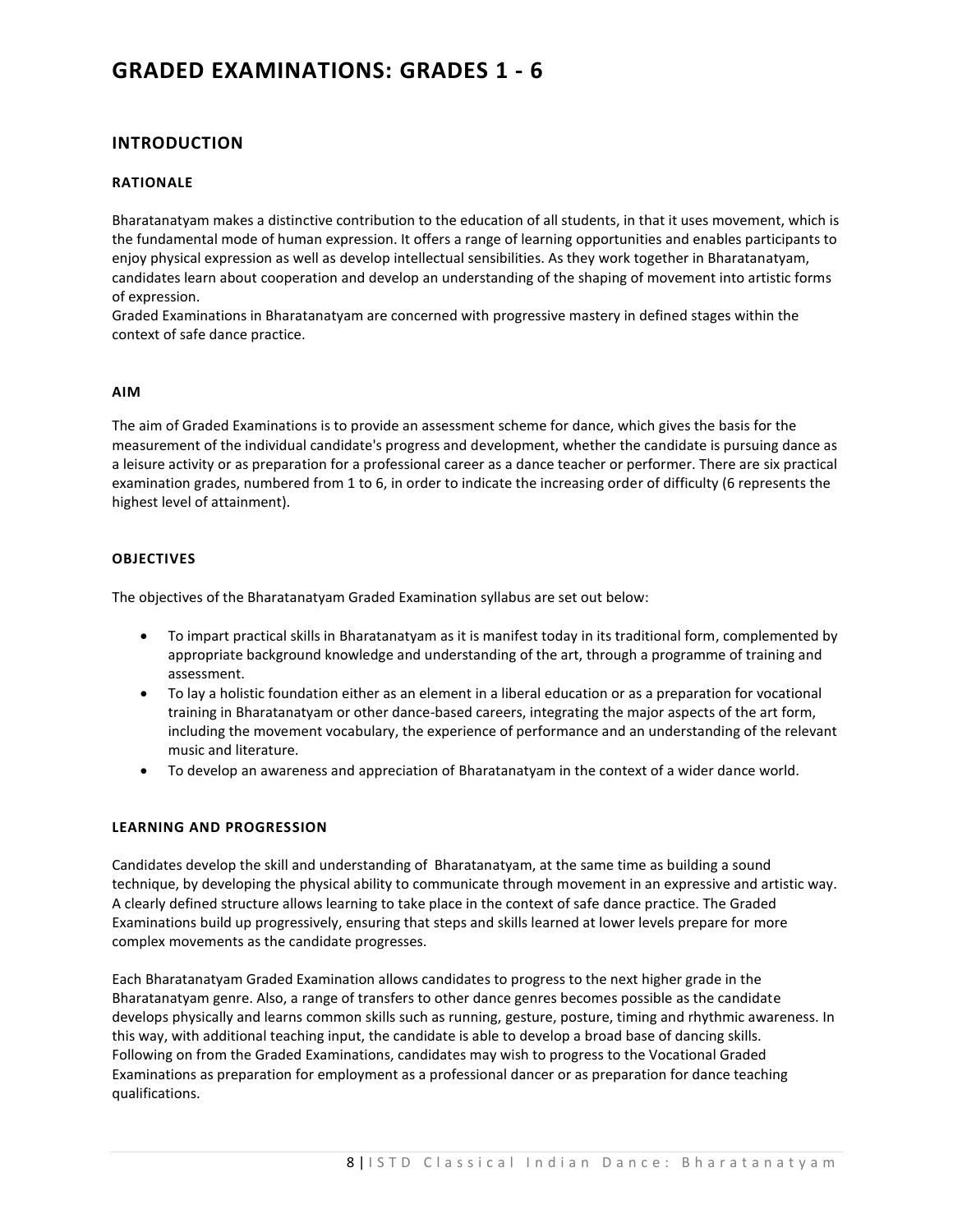# GRADED EXAMINATIONS: GRADES 1 - 6

## INTRODUCTION

### RATIONALE

Bharatanatyam makes a distinctive contribution to the education of all students, in that it uses movement, which is the fundamental mode of human expression. It offers a range of learning opportunities and enables participants to enjoy physical expression as well as develop intellectual sensibilities. As they work together in Bharatanatyam, candidates learn about cooperation and develop an understanding of the shaping of movement into artistic forms of expression.
Graded Examinations in Bharatanatyam are concerned with progressive mastery in defined stages within the context of safe dance practice.

### AIM

The aim of Graded Examinations is to provide an assessment scheme for dance, which gives the basis for the measurement of the individual candidate's progress and development, whether the candidate is pursuing dance as a leisure activity or as preparation for a professional career as a dance teacher or performer. There are six practical examination grades, numbered from 1 to 6, in order to indicate the increasing order of difficulty (6 represents the highest level of attainment).

### OBJECTIVES

The objectives of the Bharatanatyam Graded Examination syllabus are set out below:

- To impart practical skills in Bharatanatyam as it is manifest today in its traditional form, complemented by appropriate background knowledge and understanding of the art, through a programme of training and assessment.
- To lay a holistic foundation either as an element in a liberal education or as a preparation for vocational training in Bharatanatyam or other dance-based careers, integrating the major aspects of the art form, including the movement vocabulary, the experience of performance and an understanding of the relevant music and literature.
- To develop an awareness and appreciation of Bharatanatyam in the context of a wider dance world.

### LEARNING AND PROGRESSION

Candidates develop the skill and understanding of Bharatanatyam, at the same time as building a sound technique, by developing the physical ability to communicate through movement in an expressive and artistic way. A clearly defined structure allows learning to take place in the context of safe dance practice. The Graded Examinations build up progressively, ensuring that steps and skills learned at lower levels prepare for more complex movements as the candidate progresses.

Each Bharatanatyam Graded Examination allows candidates to progress to the next higher grade in the Bharatanatyam genre. Also, a range of transfers to other dance genres becomes possible as the candidate develops physically and learns common skills such as running, gesture, posture, timing and rhythmic awareness. In this way, with additional teaching input, the candidate is able to develop a broad base of dancing skills. Following on from the Graded Examinations, candidates may wish to progress to the Vocational Graded Examinations as preparation for employment as a professional dancer or as preparation for dance teaching qualifications.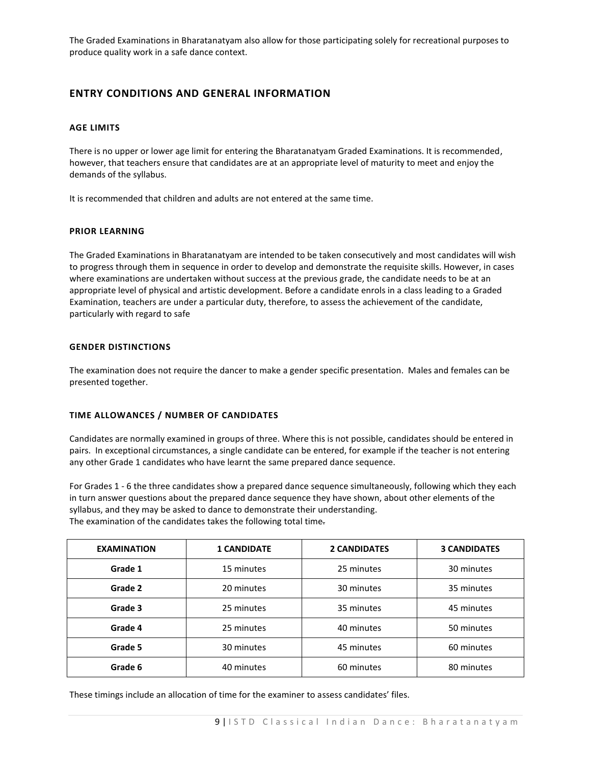The Graded Examinations in Bharatanatyam also allow for those participating solely for recreational purposes to produce quality work in a safe dance context.

## ENTRY CONDITIONS AND GENERAL INFORMATION

### AGE LIMITS

There is no upper or lower age limit for entering the Bharatanatyam Graded Examinations. It is recommended, however, that teachers ensure that candidates are at an appropriate level of maturity to meet and enjoy the demands of the syllabus.

It is recommended that children and adults are not entered at the same time.

### PRIOR LEARNING

The Graded Examinations in Bharatanatyam are intended to be taken consecutively and most candidates will wish to progress through them in sequence in order to develop and demonstrate the requisite skills. However, in cases where examinations are undertaken without success at the previous grade, the candidate needs to be at an appropriate level of physical and artistic development. Before a candidate enrols in a class leading to a Graded Examination, teachers are under a particular duty, therefore, to assess the achievement of the candidate, particularly with regard to safe

### GENDER DISTINCTIONS

The examination does not require the dancer to make a gender specific presentation. Males and females can be presented together.

### TIME ALLOWANCES / NUMBER OF CANDIDATES

Candidates are normally examined in groups of three. Where this is not possible, candidates should be entered in pairs. In exceptional circumstances, a single candidate can be entered, for example if the teacher is not entering any other Grade 1 candidates who have learnt the same prepared dance sequence.

For Grades 1 - 6 the three candidates show a prepared dance sequence simultaneously, following which they each in turn answer questions about the prepared dance sequence they have shown, about other elements of the syllabus, and they may be asked to dance to demonstrate their understanding.
The examination of the candidates takes the following total time.

| EXAMINATION | 1 CANDIDATE | 2 CANDIDATES | 3 CANDIDATES |
|---|---|---|---|
| **Grade 1** | 15 minutes | 25 minutes | 30 minutes |
| **Grade 2** | 20 minutes | 30 minutes | 35 minutes |
| **Grade 3** | 25 minutes | 35 minutes | 45 minutes |
| **Grade 4** | 25 minutes | 40 minutes | 50 minutes |
| **Grade 5** | 30 minutes | 45 minutes | 60 minutes |
| **Grade 6** | 40 minutes | 60 minutes | 80 minutes |

These timings include an allocation of time for the examiner to assess candidates' files.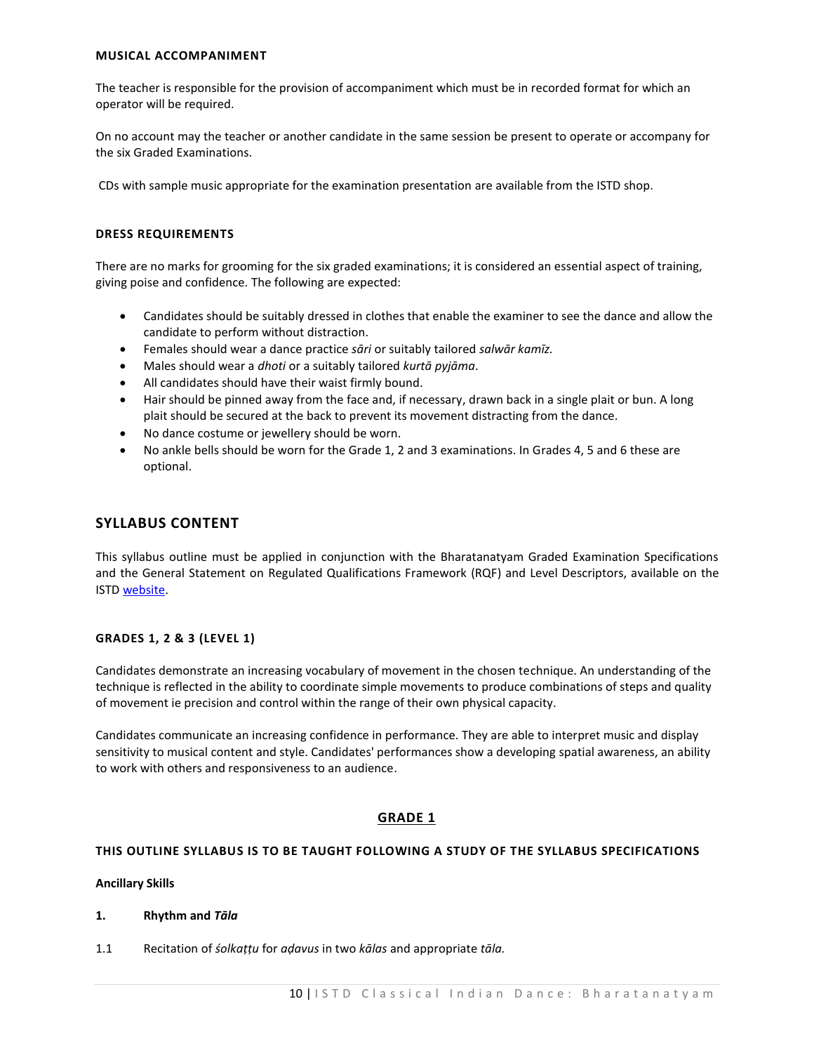#### MUSICAL ACCOMPANIMENT

The teacher is responsible for the provision of accompaniment which must be in recorded format for which an operator will be required.

On no account may the teacher or another candidate in the same session be present to operate or accompany for the six Graded Examinations.

CDs with sample music appropriate for the examination presentation are available from the ISTD shop.

#### DRESS REQUIREMENTS

There are no marks for grooming for the six graded examinations; it is considered an essential aspect of training, giving poise and confidence. The following are expected:

- Candidates should be suitably dressed in clothes that enable the examiner to see the dance and allow the candidate to perform without distraction.
- Females should wear a dance practice *sāri* or suitably tailored *salwār kamīz.*
- Males should wear a *dhoti* or a suitably tailored *kurtā pyjāma*.
- All candidates should have their waist firmly bound.
- Hair should be pinned away from the face and, if necessary, drawn back in a single plait or bun. A long plait should be secured at the back to prevent its movement distracting from the dance.
- No dance costume or jewellery should be worn.
- No ankle bells should be worn for the Grade 1, 2 and 3 examinations. In Grades 4, 5 and 6 these are optional.

## SYLLABUS CONTENT

This syllabus outline must be applied in conjunction with the Bharatanatyam Graded Examination Specifications and the General Statement on Regulated Qualifications Framework (RQF) and Level Descriptors, available on the ISTD website.

#### GRADES 1, 2 & 3 (LEVEL 1)

Candidates demonstrate an increasing vocabulary of movement in the chosen technique. An understanding of the technique is reflected in the ability to coordinate simple movements to produce combinations of steps and quality of movement ie precision and control within the range of their own physical capacity.

Candidates communicate an increasing confidence in performance. They are able to interpret music and display sensitivity to musical content and style. Candidates' performances show a developing spatial awareness, an ability to work with others and responsiveness to an audience.

### GRADE 1

#### THIS OUTLINE SYLLABUS IS TO BE TAUGHT FOLLOWING A STUDY OF THE SYLLABUS SPECIFICATIONS

**Ancillary Skills**

**1. Rhythm and *Tāla***

1.1 Recitation of *śolkaṭṭu* for *aḍavus* in two *kālas* and appropriate *tāla.*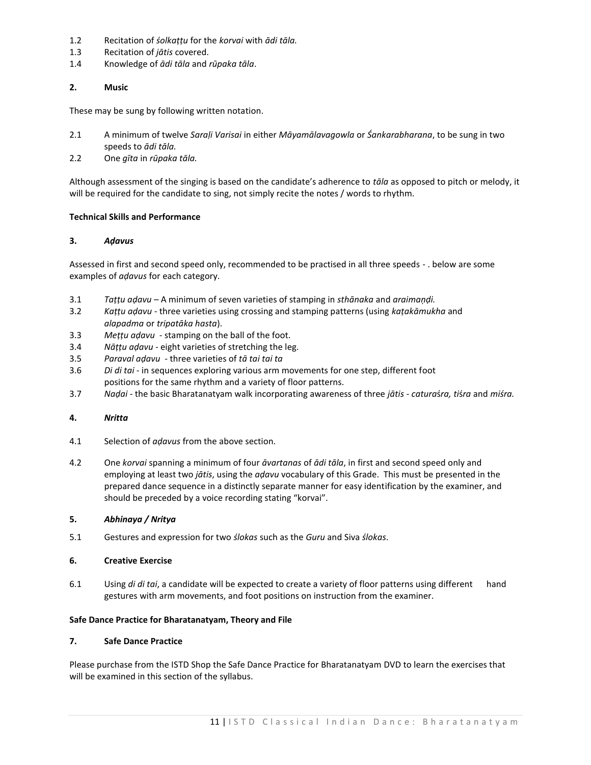1.2 Recitation of *śolkaṭṭu* for the *korvai* with *ādi tāla.*
1.3 Recitation of *jātis* covered.
1.4 Knowledge of *ādi tāla* and *rūpaka tāla*.

**2. Music**

These may be sung by following written notation.

2.1 A minimum of twelve *Saraḷi Varisai* in either *Māyamālavagowla* or *Śankarabharana*, to be sung in two speeds to *ādi tāla.*
2.2 One *gīta* in *rūpaka tāla.*

Although assessment of the singing is based on the candidate's adherence to *tāla* as opposed to pitch or melody, it will be required for the candidate to sing, not simply recite the notes / words to rhythm.

**Technical Skills and Performance**

**3. *Aḍavus***

Assessed in first and second speed only, recommended to be practised in all three speeds - . below are some examples of *aḍavus* for each category.

3.1 *Taṭṭu aḍavu* – A minimum of seven varieties of stamping in *sthānaka* and *araimaṇḍi.*
3.2 *Kaṭṭu aḍavu* - three varieties using crossing and stamping patterns (using *kaṭakāmukha* and *alapadma* or *tripatāka hasta*).
3.3 *Meṭṭu aḍavu* - stamping on the ball of the foot.
3.4 *Nāṭṭu aḍavu* - eight varieties of stretching the leg.
3.5 *Paraval aḍavu* - three varieties of *tā tai tai ta*
3.6 *Di di tai* - in sequences exploring various arm movements for one step, different foot positions for the same rhythm and a variety of floor patterns.
3.7 *Naḍai* - the basic Bharatanatyam walk incorporating awareness of three *jātis - caturaśra, tiśra* and *miśra.*

**4. *Nritta***

4.1 Selection of *aḍavus* from the above section.

4.2 One *korvai* spanning a minimum of four *āvartanas* of *ādi tāla*, in first and second speed only and employing at least two *jātis*, using the *aḍavu* vocabulary of this Grade. This must be presented in the prepared dance sequence in a distinctly separate manner for easy identification by the examiner, and should be preceded by a voice recording stating "korvai".

**5. *Abhinaya / Nritya***

5.1 Gestures and expression for two *ślokas* such as the *Guru* and Siva *ślokas*.

**6. Creative Exercise**

6.1 Using *di di tai*, a candidate will be expected to create a variety of floor patterns using different hand gestures with arm movements, and foot positions on instruction from the examiner.

**Safe Dance Practice for Bharatanatyam, Theory and File**

**7. Safe Dance Practice**

Please purchase from the ISTD Shop the Safe Dance Practice for Bharatanatyam DVD to learn the exercises that will be examined in this section of the syllabus.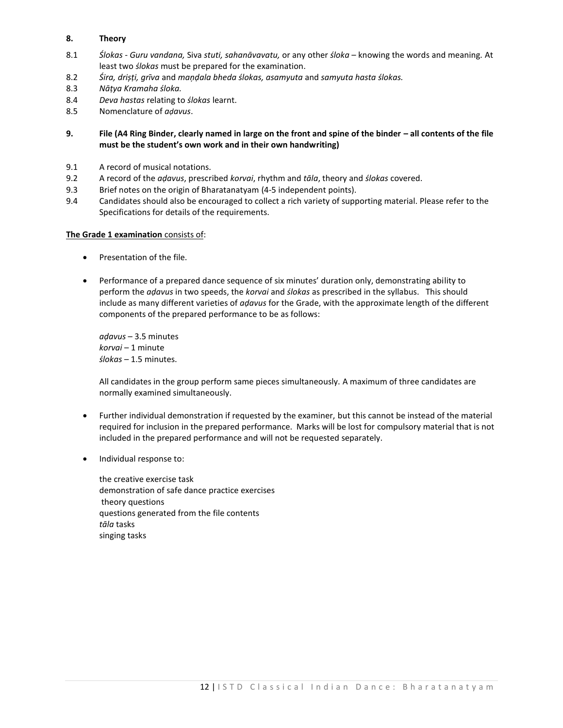## 8. Theory

8.1 *Ślokas - Guru vandana,* Siva *stuti, sahanāvavatu,* or any other *śloka* – knowing the words and meaning. At least two *ślokas* must be prepared for the examination.

8.2 *Śira, driṣṭi, grīva* and *maṇḍala bheda ślokas, asamyuta* and *samyuta hasta ślokas.*

8.3 *Nāṭya Kramaha śloka.*

8.4 *Deva hastas* relating to *ślokas* learnt.

8.5 Nomenclature of *aḍavus*.

## 9. File (A4 Ring Binder, clearly named in large on the front and spine of the binder – all contents of the file must be the student's own work and in their own handwriting)

9.1 A record of musical notations.

9.2 A record of the *aḍavus*, prescribed *korvai*, rhythm and *tāla*, theory and *ślokas* covered.

9.3 Brief notes on the origin of Bharatanatyam (4-5 independent points).

9.4 Candidates should also be encouraged to collect a rich variety of supporting material. Please refer to the Specifications for details of the requirements.

**<u>The Grade 1 examination</u>** <u>consists of</u>:

- Presentation of the file.

- Performance of a prepared dance sequence of six minutes' duration only, demonstrating ability to perform the *aḍavus* in two speeds, the *korvai* and *ślokas* as prescribed in the syllabus. This should include as many different varieties of *aḍavus* for the Grade, with the approximate length of the different components of the prepared performance to be as follows:

  *aḍavus* – 3.5 minutes
  *korvai* – 1 minute
  *ślokas* – 1.5 minutes.

  All candidates in the group perform same pieces simultaneously. A maximum of three candidates are normally examined simultaneously.

- Further individual demonstration if requested by the examiner, but this cannot be instead of the material required for inclusion in the prepared performance. Marks will be lost for compulsory material that is not included in the prepared performance and will not be requested separately.

- Individual response to:

  the creative exercise task
  demonstration of safe dance practice exercises
  theory questions
  questions generated from the file contents
  *tāla* tasks
  singing tasks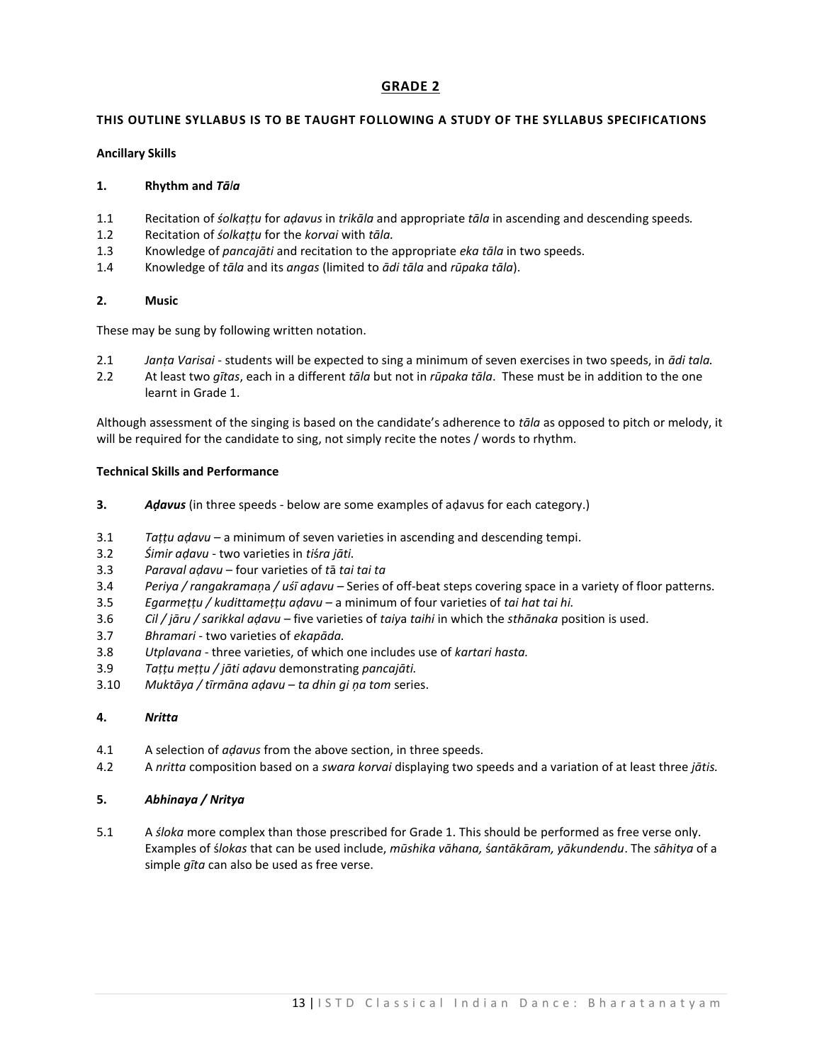# GRADE 2

**THIS OUTLINE SYLLABUS IS TO BE TAUGHT FOLLOWING A STUDY OF THE SYLLABUS SPECIFICATIONS**

**Ancillary Skills**

**1. Rhythm and *Tāla***

1.1 Recitation of *śolkaṭṭu* for *aḍavus* in *trikāla* and appropriate *tāla* in ascending and descending speeds.
1.2 Recitation of *śolkaṭṭu* for the *korvai* with *tāla.*
1.3 Knowledge of *pancajāti* and recitation to the appropriate *eka tāla* in two speeds.
1.4 Knowledge of *tāla* and its *angas* (limited to *ādi tāla* and *rūpaka tāla*).

**2. Music**

These may be sung by following written notation.

2.1 *Janṭa Varisai* - students will be expected to sing a minimum of seven exercises in two speeds, in *ādi tala.*
2.2 At least two *gītas*, each in a different *tāla* but not in *rūpaka tāla*. These must be in addition to the one learnt in Grade 1.

Although assessment of the singing is based on the candidate's adherence to *tāla* as opposed to pitch or melody, it will be required for the candidate to sing, not simply recite the notes / words to rhythm.

**Technical Skills and Performance**

**3. *Aḍavus*** (in three speeds - below are some examples of aḍavus for each category.)

3.1 *Taṭṭu aḍavu* – a minimum of seven varieties in ascending and descending tempi.
3.2 *Śimir aḍavu* - two varieties in *tiśra jāti.*
3.3 *Paraval aḍavu* – four varieties of *tā tai tai ta*
3.4 *Periya / rangakramaṇa / uśī aḍavu* – Series of off-beat steps covering space in a variety of floor patterns.
3.5 *Egarmeṭṭu / kudittameṭṭu aḍavu* – a minimum of four varieties of *tai hat tai hi.*
3.6 *Cil / jāru / sarikkal aḍavu* – five varieties of *taiya taihi* in which the *sthānaka* position is used.
3.7 *Bhramari* - two varieties of *ekapāda.*
3.8 *Utplavana* - three varieties, of which one includes use of *kartari hasta.*
3.9 *Taṭṭu meṭṭu / jāti aḍavu* demonstrating *pancajāti.*
3.10 *Muktāya / tīrmāna aḍavu – ta dhin gi ṇa tom* series.

**4. *Nritta***

4.1 A selection of *aḍavus* from the above section, in three speeds.
4.2 A *nritta* composition based on a *swara korvai* displaying two speeds and a variation of at least three *jātis.*

**5. *Abhinaya / Nritya***

5.1 A *śloka* more complex than those prescribed for Grade 1. This should be performed as free verse only. Examples of *ślokas* that can be used include, *mūshika vāhana, śantākāram, yākundendu*. The *sāhitya* of a simple *gīta* can also be used as free verse.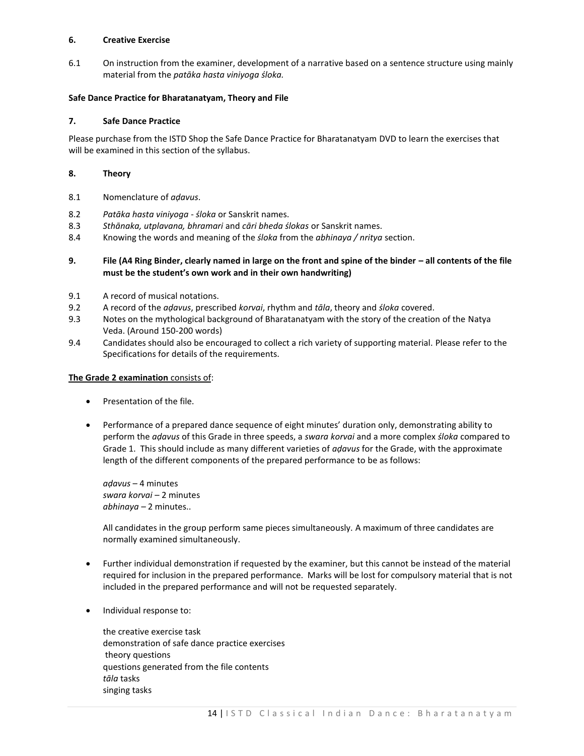## 6. Creative Exercise

6.1 On instruction from the examiner, development of a narrative based on a sentence structure using mainly material from the *patāka hasta viniyoga śloka.*

**Safe Dance Practice for Bharatanatyam, Theory and File**

## 7. Safe Dance Practice

Please purchase from the ISTD Shop the Safe Dance Practice for Bharatanatyam DVD to learn the exercises that will be examined in this section of the syllabus.

## 8. Theory

8.1 Nomenclature of *aḍavus*.

8.2 *Patāka hasta viniyoga - śloka* or Sanskrit names.

8.3 *Sthānaka, utplavana, bhramari* and *cāri bheda ślokas* or Sanskrit names.

8.4 Knowing the words and meaning of the *śloka* from the *abhinaya / nritya* section.

## 9. File (A4 Ring Binder, clearly named in large on the front and spine of the binder – all contents of the file must be the student's own work and in their own handwriting)

9.1 A record of musical notations.

9.2 A record of the *aḍavus*, prescribed *korvai*, rhythm and *tāla*, theory and *śloka* covered.

9.3 Notes on the mythological background of Bharatanatyam with the story of the creation of the Natya Veda. (Around 150-200 words)

9.4 Candidates should also be encouraged to collect a rich variety of supporting material. Please refer to the Specifications for details of the requirements.

**The Grade 2 examination** consists of:

- Presentation of the file.

- Performance of a prepared dance sequence of eight minutes' duration only, demonstrating ability to perform the *aḍavus* of this Grade in three speeds, a *swara korvai* and a more complex *śloka* compared to Grade 1. This should include as many different varieties of *aḍavus* for the Grade, with the approximate length of the different components of the prepared performance to be as follows:

  *aḍavus* – 4 minutes
  *swara korvai* – 2 minutes
  *abhinaya* – 2 minutes..

  All candidates in the group perform same pieces simultaneously. A maximum of three candidates are normally examined simultaneously.

- Further individual demonstration if requested by the examiner, but this cannot be instead of the material required for inclusion in the prepared performance. Marks will be lost for compulsory material that is not included in the prepared performance and will not be requested separately.

- Individual response to:

  the creative exercise task
  demonstration of safe dance practice exercises
  theory questions
  questions generated from the file contents
  *tāla* tasks
  singing tasks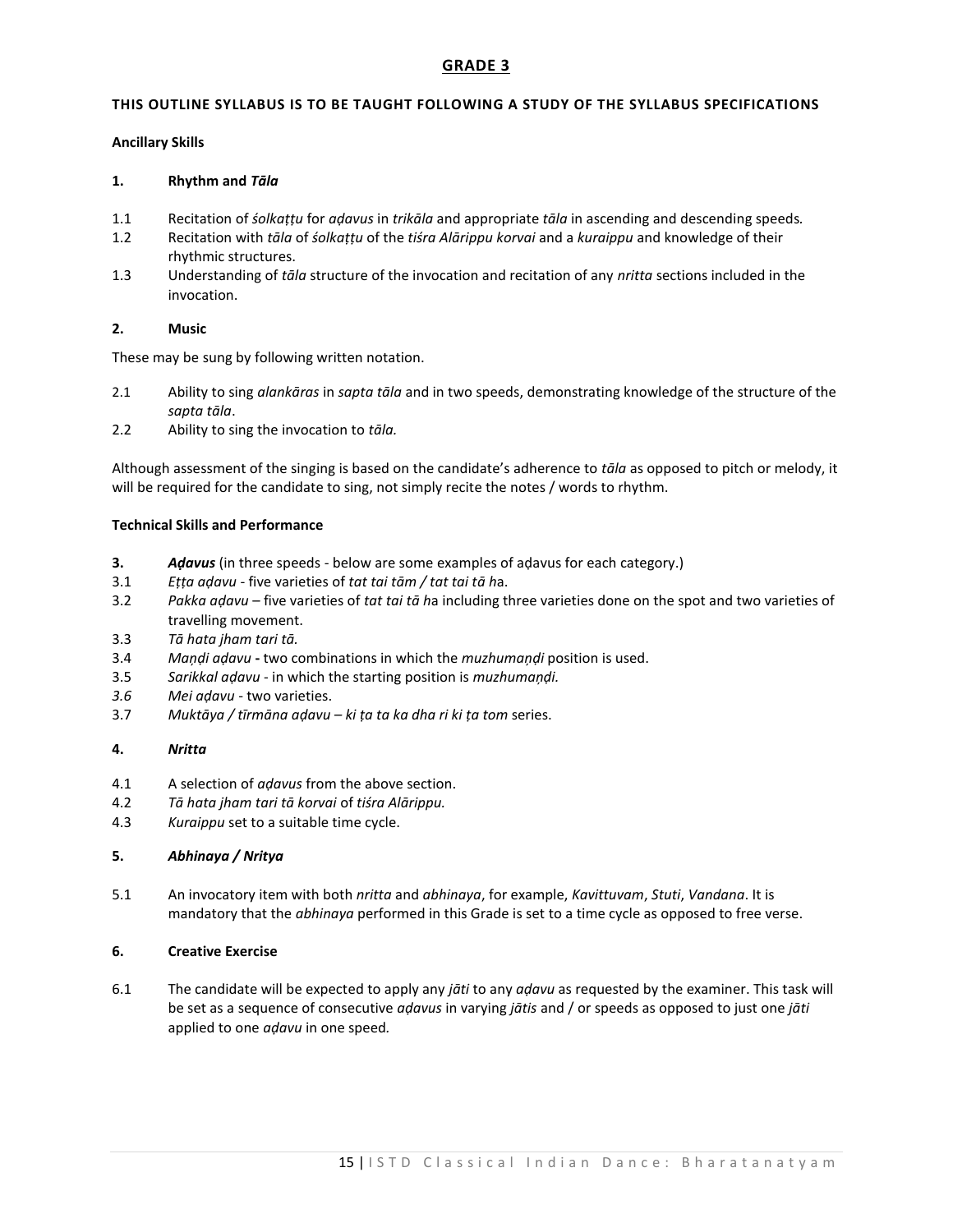# GRADE 3

**THIS OUTLINE SYLLABUS IS TO BE TAUGHT FOLLOWING A STUDY OF THE SYLLABUS SPECIFICATIONS**

**Ancillary Skills**

**1. Rhythm and *Tāla***

1.1 Recitation of *śolkaṭṭu* for *aḍavus* in *trikāla* and appropriate *tāla* in ascending and descending speeds.

1.2 Recitation with *tāla* of *śolkaṭṭu* of the *tiśra Alārippu korvai* and a *kuraippu* and knowledge of their rhythmic structures.

1.3 Understanding of *tāla* structure of the invocation and recitation of any *nritta* sections included in the invocation.

**2. Music**

These may be sung by following written notation.

2.1 Ability to sing *alankāras* in *sapta tāla* and in two speeds, demonstrating knowledge of the structure of the *sapta tāla*.

2.2 Ability to sing the invocation to *tāla.*

Although assessment of the singing is based on the candidate's adherence to *tāla* as opposed to pitch or melody, it will be required for the candidate to sing, not simply recite the notes / words to rhythm.

**Technical Skills and Performance**

**3. *Aḍavus*** (in three speeds - below are some examples of aḍavus for each category.)

3.1 *Eṭṭa aḍavu* - five varieties of *tat tai tām / tat tai tā h*a.

3.2 *Pakka aḍavu* – five varieties of *tat tai tā h*a including three varieties done on the spot and two varieties of travelling movement.

3.3 *Tā hata jham tari tā.*

3.4 *Maṇḍi aḍavu* **-** two combinations in which the *muzhumaṇḍi* position is used.

3.5 *Sarikkal aḍavu* - in which the starting position is *muzhumaṇḍi.*

*3.6* *Mei aḍavu* - two varieties.

3.7 *Muktāya / tīrmāna aḍavu – ki ṭa ta ka dha ri ki ṭa tom* series.

**4. *Nritta***

4.1 A selection of *aḍavus* from the above section.

4.2 *Tā hata jham tari tā korvai* of *tiśra Alārippu.*

4.3 *Kuraippu* set to a suitable time cycle.

**5. *Abhinaya / Nritya***

5.1 An invocatory item with both *nritta* and *abhinaya*, for example, *Kavittuvam*, *Stuti*, *Vandana*. It is mandatory that the *abhinaya* performed in this Grade is set to a time cycle as opposed to free verse.

**6. Creative Exercise**

6.1 The candidate will be expected to apply any *jāti* to any *aḍavu* as requested by the examiner. This task will be set as a sequence of consecutive *aḍavus* in varying *jātis* and / or speeds as opposed to just one *jāti* applied to one *aḍavu* in one speed*.*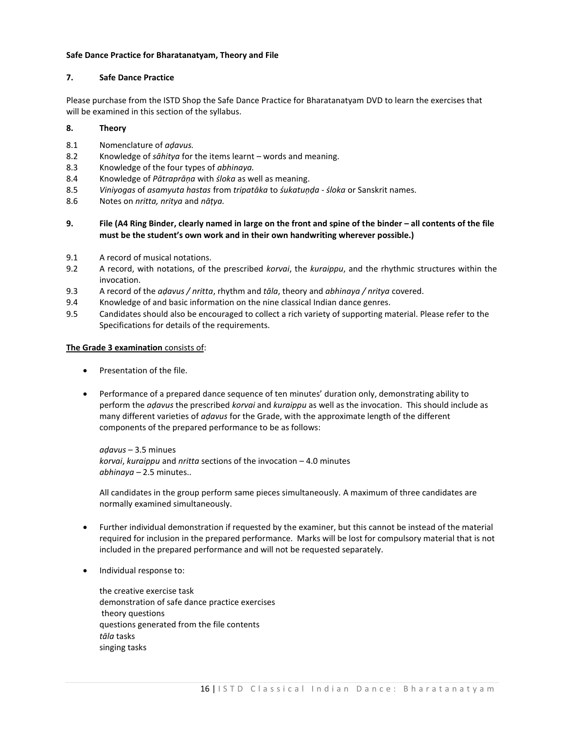**Safe Dance Practice for Bharatanatyam, Theory and File**

**7. Safe Dance Practice**

Please purchase from the ISTD Shop the Safe Dance Practice for Bharatanatyam DVD to learn the exercises that will be examined in this section of the syllabus.

**8. Theory**

8.1 Nomenclature of *aḍavus.*

8.2 Knowledge of *sāhitya* for the items learnt – words and meaning.

8.3 Knowledge of the four types of *abhinaya.*

8.4 Knowledge of *Pātraprāṇa* with *śloka* as well as meaning.

8.5 *Viniyogas* of *asamyuta hastas* from *tripatāka* to *śukatuṇḍa* - *śloka* or Sanskrit names.

8.6 Notes on *nritta, nritya* and *nāṭya.*

**9. File (A4 Ring Binder, clearly named in large on the front and spine of the binder – all contents of the file must be the student's own work and in their own handwriting wherever possible.)**

9.1 A record of musical notations.

9.2 A record, with notations, of the prescribed *korvai*, the *kuraippu*, and the rhythmic structures within the invocation.

9.3 A record of the *aḍavus / nritta*, rhythm and *tāla*, theory and *abhinaya / nritya* covered.

9.4 Knowledge of and basic information on the nine classical Indian dance genres.

9.5 Candidates should also be encouraged to collect a rich variety of supporting material. Please refer to the Specifications for details of the requirements.

<u>**The Grade 3 examination**</u> <u>consists of</u>:

- Presentation of the file.

- Performance of a prepared dance sequence of ten minutes' duration only, demonstrating ability to perform the *aḍavus* the prescribed *korvai* and *kuraippu* as well as the invocation. This should include as many different varieties of *aḍavus* for the Grade, with the approximate length of the different components of the prepared performance to be as follows:

  *aḍavus* – 3.5 minues
  *korvai*, *kuraippu* and *nritta* sections of the invocation – 4.0 minutes
  *abhinaya* – 2.5 minutes..

  All candidates in the group perform same pieces simultaneously. A maximum of three candidates are normally examined simultaneously.

- Further individual demonstration if requested by the examiner, but this cannot be instead of the material required for inclusion in the prepared performance. Marks will be lost for compulsory material that is not included in the prepared performance and will not be requested separately.

- Individual response to:

  the creative exercise task
  demonstration of safe dance practice exercises
  theory questions
  questions generated from the file contents
  *tāla* tasks
  singing tasks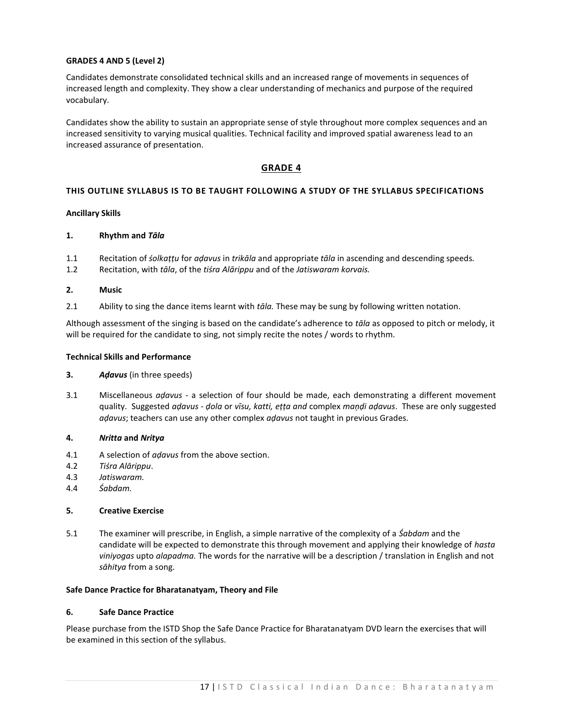**GRADES 4 AND 5 (Level 2)**

Candidates demonstrate consolidated technical skills and an increased range of movements in sequences of increased length and complexity. They show a clear understanding of mechanics and purpose of the required vocabulary.

Candidates show the ability to sustain an appropriate sense of style throughout more complex sequences and an increased sensitivity to varying musical qualities. Technical facility and improved spatial awareness lead to an increased assurance of presentation.

## GRADE 4

**THIS OUTLINE SYLLABUS IS TO BE TAUGHT FOLLOWING A STUDY OF THE SYLLABUS SPECIFICATIONS**

**Ancillary Skills**

**1. Rhythm and *Tāla***

1.1 Recitation of *śolkaṭṭu* for *aḍavus* in *trikāla* and appropriate *tāla* in ascending and descending speeds.
1.2 Recitation, with *tāla*, of the *tiśra Alārippu* and of the *Jatiswaram korvais.*

**2. Music**

2.1 Ability to sing the dance items learnt with *tāla.* These may be sung by following written notation.

Although assessment of the singing is based on the candidate's adherence to *tāla* as opposed to pitch or melody, it will be required for the candidate to sing, not simply recite the notes / words to rhythm.

**Technical Skills and Performance**

**3. *Aḍavus*** (in three speeds)

3.1 Miscellaneous *aḍavus* - a selection of four should be made, each demonstrating a different movement quality. Suggested *aḍavus - ḍola* or *vīsu, katti, eṭṭa and* complex *maṇḍi aḍavus*. These are only suggested *aḍavus*; teachers can use any other complex *aḍavus* not taught in previous Grades.

**4. *Nritta* and *Nritya***

4.1 A selection of *aḍavus* from the above section.
4.2 *Tiśra Alārippu*.
4.3 *Jatiswaram.*
4.4 *Śabdam.*

**5. Creative Exercise**

5.1 The examiner will prescribe, in English, a simple narrative of the complexity of a *Śabdam* and the candidate will be expected to demonstrate this through movement and applying their knowledge of *hasta viniyogas* upto *alapadma.* The words for the narrative will be a description / translation in English and not *sāhitya* from a song.

**Safe Dance Practice for Bharatanatyam, Theory and File**

**6. Safe Dance Practice**

Please purchase from the ISTD Shop the Safe Dance Practice for Bharatanatyam DVD learn the exercises that will be examined in this section of the syllabus.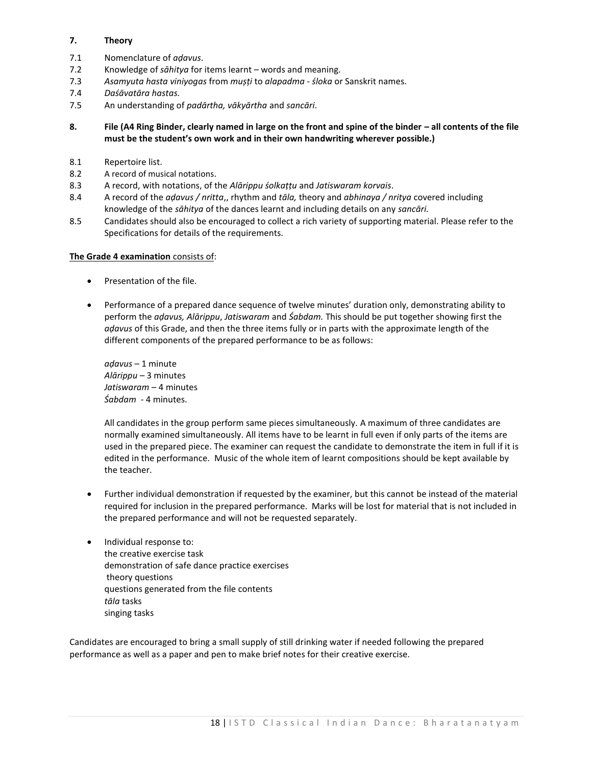## 7. Theory

7.1 Nomenclature of *aḍavus*.

7.2 Knowledge of *sāhitya* for items learnt – words and meaning.

7.3 *Asamyuta hasta viniyogas* from *muṣṭi* to *alapadma* - *śloka* or Sanskrit names.

7.4 *Daśāvatāra hastas.*

7.5 An understanding of *padārtha, vākyārtha* and *sancāri*.

## 8. File (A4 Ring Binder, clearly named in large on the front and spine of the binder – all contents of the file must be the student's own work and in their own handwriting wherever possible.)

8.1 Repertoire list.

8.2 A record of musical notations.

8.3 A record, with notations, of the *Alārippu śolkaṭṭu* and *Jatiswaram korvais*.

8.4 A record of the *aḍavus / nritta*,, rhythm and *tāla,* theory and *abhinaya / nritya* covered including knowledge of the *sāhitya* of the dances learnt and including details on any *sancāri.*

8.5 Candidates should also be encouraged to collect a rich variety of supporting material. Please refer to the Specifications for details of the requirements.

**The Grade 4 examination** consists of:

- Presentation of the file.

- Performance of a prepared dance sequence of twelve minutes' duration only, demonstrating ability to perform the *aḍavus, Alārippu*, *Jatiswaram* and *Śabdam.* This should be put together showing first the *aḍavus* of this Grade, and then the three items fully or in parts with the approximate length of the different components of the prepared performance to be as follows:

  *aḍavus* – 1 minute
  *Alārippu* – 3 minutes
  *Jatiswaram* – 4 minutes
  *Śabdam* - 4 minutes.

  All candidates in the group perform same pieces simultaneously. A maximum of three candidates are normally examined simultaneously. All items have to be learnt in full even if only parts of the items are used in the prepared piece. The examiner can request the candidate to demonstrate the item in full if it is edited in the performance. Music of the whole item of learnt compositions should be kept available by the teacher.

- Further individual demonstration if requested by the examiner, but this cannot be instead of the material required for inclusion in the prepared performance. Marks will be lost for material that is not included in the prepared performance and will not be requested separately.

- Individual response to:
  the creative exercise task
  demonstration of safe dance practice exercises
  theory questions
  questions generated from the file contents
  *tāla* tasks
  singing tasks

Candidates are encouraged to bring a small supply of still drinking water if needed following the prepared performance as well as a paper and pen to make brief notes for their creative exercise.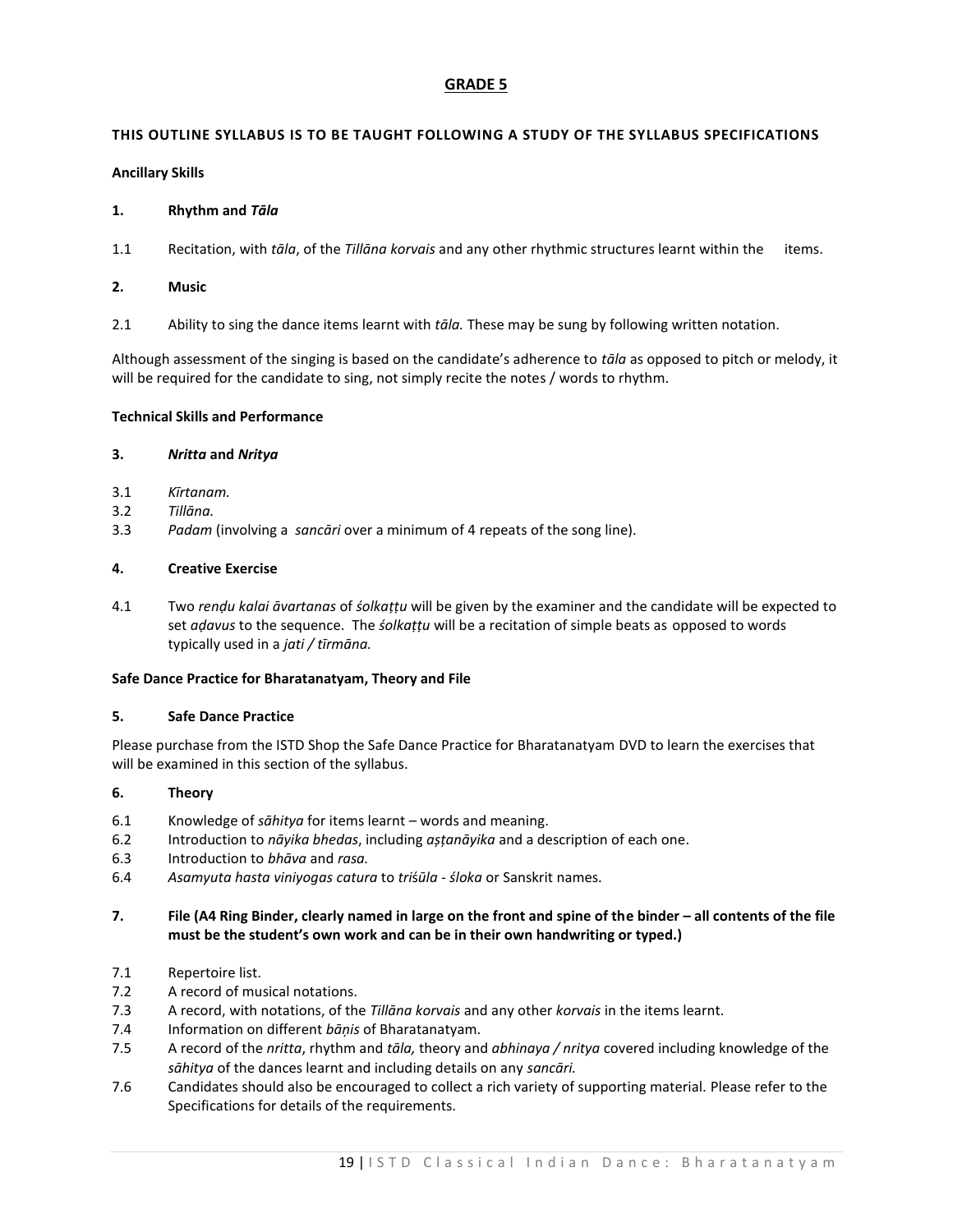# GRADE 5

**THIS OUTLINE SYLLABUS IS TO BE TAUGHT FOLLOWING A STUDY OF THE SYLLABUS SPECIFICATIONS**

**Ancillary Skills**

**1. Rhythm and *Tāla***

1.1 Recitation, with *tāla*, of the *Tillāna korvais* and any other rhythmic structures learnt within the items.

**2. Music**

2.1 Ability to sing the dance items learnt with *tāla.* These may be sung by following written notation.

Although assessment of the singing is based on the candidate's adherence to *tāla* as opposed to pitch or melody, it will be required for the candidate to sing, not simply recite the notes / words to rhythm.

**Technical Skills and Performance**

**3. *Nritta* and *Nritya***

3.1 *Kīrtanam.*
3.2 *Tillāna.*
3.3 *Padam* (involving a *sancāri* over a minimum of 4 repeats of the song line).

**4. Creative Exercise**

4.1 Two *renḍu kalai āvartanas* of *śolkaṭṭu* will be given by the examiner and the candidate will be expected to set *aḍavus* to the sequence. The *śolkaṭṭu* will be a recitation of simple beats as opposed to words typically used in a *jati / tīrmāna.*

**Safe Dance Practice for Bharatanatyam, Theory and File**

**5. Safe Dance Practice**

Please purchase from the ISTD Shop the Safe Dance Practice for Bharatanatyam DVD to learn the exercises that will be examined in this section of the syllabus.

**6. Theory**

6.1 Knowledge of *sāhitya* for items learnt – words and meaning.
6.2 Introduction to *nāyika bhedas*, including *aṣṭanāyika* and a description of each one.
6.3 Introduction to *bhāva* and *rasa.*
6.4 *Asamyuta hasta viniyogas catura* to *triśūla - śloka* or Sanskrit names.

**7. File (A4 Ring Binder, clearly named in large on the front and spine of the binder – all contents of the file must be the student's own work and can be in their own handwriting or typed.)**

7.1 Repertoire list.
7.2 A record of musical notations.
7.3 A record, with notations, of the *Tillāna korvais* and any other *korvais* in the items learnt.
7.4 Information on different *bāṇis* of Bharatanatyam.
7.5 A record of the *nritta*, rhythm and *tāla,* theory and *abhinaya / nritya* covered including knowledge of the *sāhitya* of the dances learnt and including details on any *sancāri.*
7.6 Candidates should also be encouraged to collect a rich variety of supporting material. Please refer to the Specifications for details of the requirements.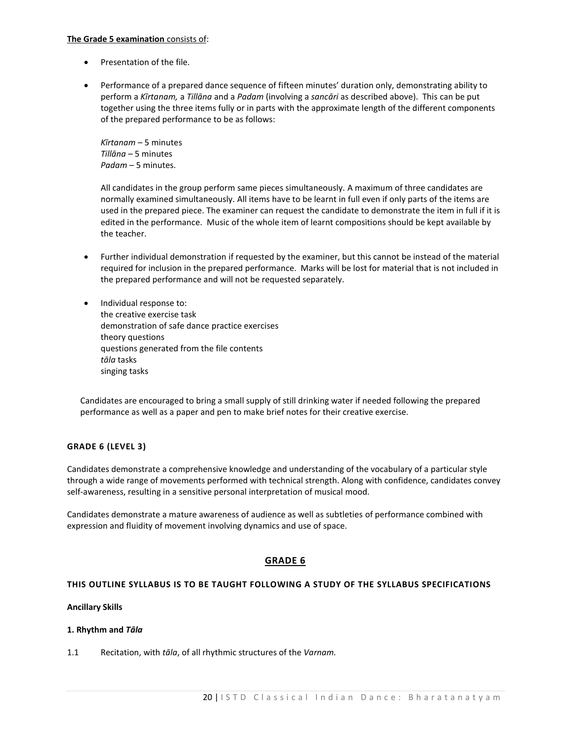**<u>The Grade 5 examination</u>** <u>consists of</u>:

- Presentation of the file.

- Performance of a prepared dance sequence of fifteen minutes' duration only, demonstrating ability to perform a *Kīrtanam,* a *Tillāna* and a *Padam* (involving a *sancāri* as described above). This can be put together using the three items fully or in parts with the approximate length of the different components of the prepared performance to be as follows:

  *Kīrtanam* – 5 minutes
  *Tillāna* – 5 minutes
  *Padam* – 5 minutes.

  All candidates in the group perform same pieces simultaneously. A maximum of three candidates are normally examined simultaneously. All items have to be learnt in full even if only parts of the items are used in the prepared piece. The examiner can request the candidate to demonstrate the item in full if it is edited in the performance. Music of the whole item of learnt compositions should be kept available by the teacher.

- Further individual demonstration if requested by the examiner, but this cannot be instead of the material required for inclusion in the prepared performance. Marks will be lost for material that is not included in the prepared performance and will not be requested separately.

- Individual response to:
  the creative exercise task
  demonstration of safe dance practice exercises
  theory questions
  questions generated from the file contents
  *tāla* tasks
  singing tasks

Candidates are encouraged to bring a small supply of still drinking water if needed following the prepared performance as well as a paper and pen to make brief notes for their creative exercise.

### GRADE 6 (LEVEL 3)

Candidates demonstrate a comprehensive knowledge and understanding of the vocabulary of a particular style through a wide range of movements performed with technical strength. Along with confidence, candidates convey self-awareness, resulting in a sensitive personal interpretation of musical mood.

Candidates demonstrate a mature awareness of audience as well as subtleties of performance combined with expression and fluidity of movement involving dynamics and use of space.

## <u>GRADE 6</u>

### THIS OUTLINE SYLLABUS IS TO BE TAUGHT FOLLOWING A STUDY OF THE SYLLABUS SPECIFICATIONS

**Ancillary Skills**

**1. Rhythm and *Tāla***

1.1 Recitation, with *tāla*, of all rhythmic structures of the *Varnam.*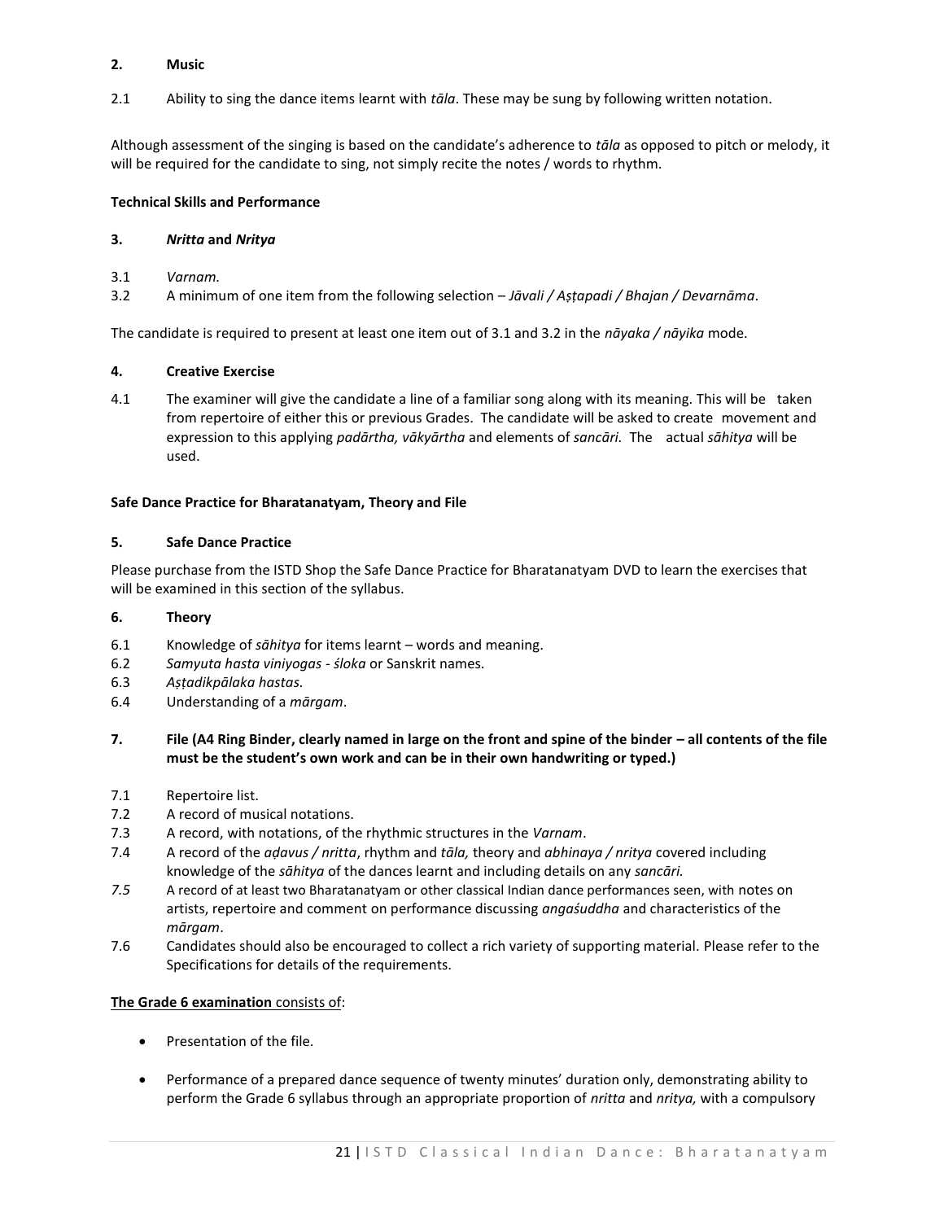**2. Music**

2.1 Ability to sing the dance items learnt with *tāla*. These may be sung by following written notation.

Although assessment of the singing is based on the candidate's adherence to *tāla* as opposed to pitch or melody, it will be required for the candidate to sing, not simply recite the notes / words to rhythm.

**Technical Skills and Performance**

**3. *Nritta* and *Nritya***

3.1 *Varnam.*

3.2 A minimum of one item from the following selection – *Jāvali / Aṣṭapadi / Bhajan / Devarnāma*.

The candidate is required to present at least one item out of 3.1 and 3.2 in the *nāyaka / nāyika* mode.

**4. Creative Exercise**

4.1 The examiner will give the candidate a line of a familiar song along with its meaning. This will be taken from repertoire of either this or previous Grades. The candidate will be asked to create movement and expression to this applying *padārtha, vākyārtha* and elements of *sancāri.* The actual *sāhitya* will be used.

**Safe Dance Practice for Bharatanatyam, Theory and File**

**5. Safe Dance Practice**

Please purchase from the ISTD Shop the Safe Dance Practice for Bharatanatyam DVD to learn the exercises that will be examined in this section of the syllabus.

**6. Theory**

6.1 Knowledge of *sāhitya* for items learnt – words and meaning.

6.2 *Samyuta hasta viniyogas - śloka* or Sanskrit names.

6.3 *Aṣṭadikpālaka hastas.*

6.4 Understanding of a *mārgam*.

**7. File (A4 Ring Binder, clearly named in large on the front and spine of the binder – all contents of the file must be the student's own work and can be in their own handwriting or typed.)**

7.1 Repertoire list.

7.2 A record of musical notations.

7.3 A record, with notations, of the rhythmic structures in the *Varnam*.

7.4 A record of the *aḍavus / nritta*, rhythm and *tāla,* theory and *abhinaya / nritya* covered including knowledge of the *sāhitya* of the dances learnt and including details on any *sancāri.*

*7.5* A record of at least two Bharatanatyam or other classical Indian dance performances seen, with notes on artists, repertoire and comment on performance discussing *angaśuddha* and characteristics of the *mārgam*.

7.6 Candidates should also be encouraged to collect a rich variety of supporting material. Please refer to the Specifications for details of the requirements.

**The Grade 6 examination** consists of:

- Presentation of the file.
- Performance of a prepared dance sequence of twenty minutes' duration only, demonstrating ability to perform the Grade 6 syllabus through an appropriate proportion of *nritta* and *nritya,* with a compulsory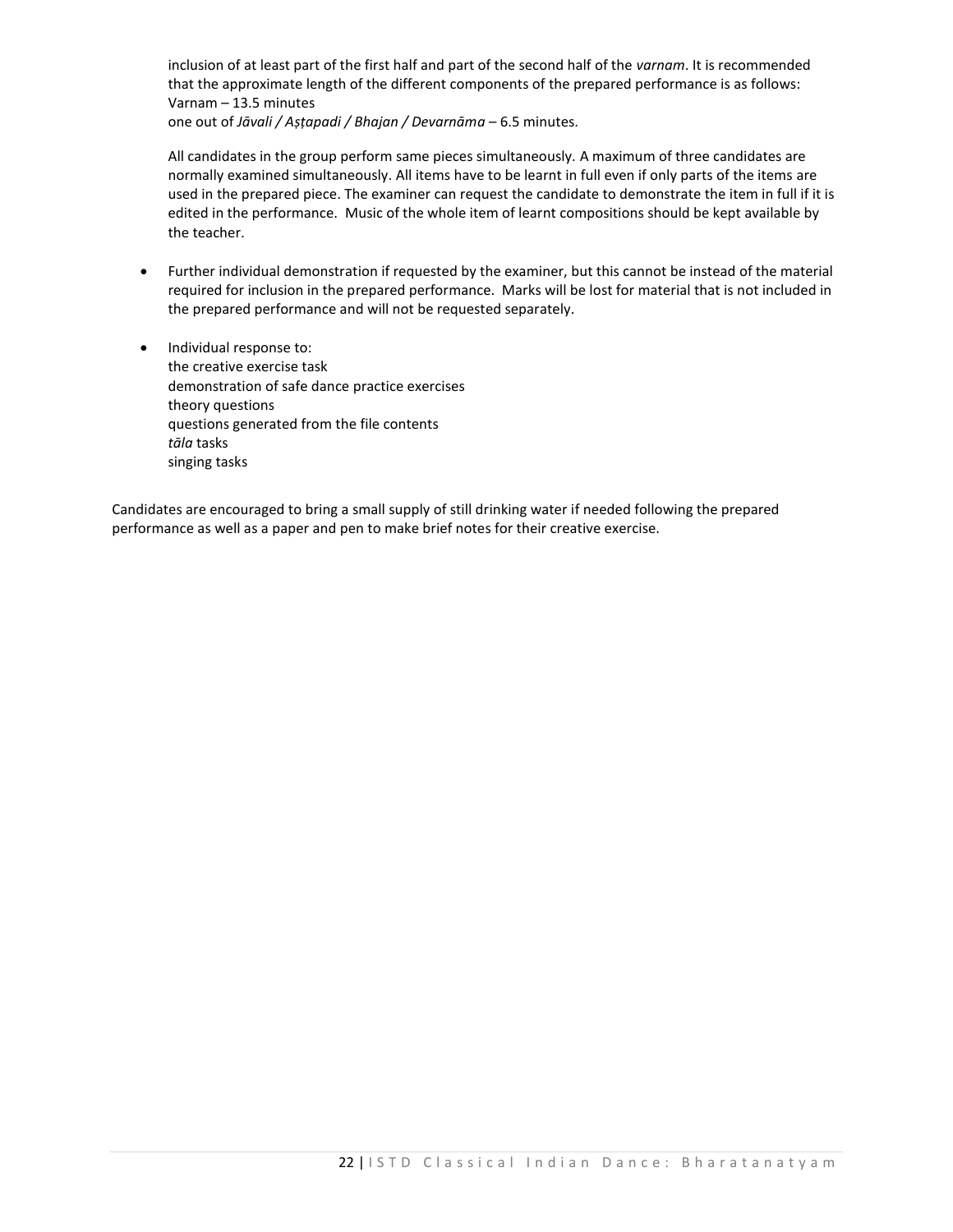inclusion of at least part of the first half and part of the second half of the *varnam*. It is recommended that the approximate length of the different components of the prepared performance is as follows:
Varnam – 13.5 minutes
one out of *Jāvali / Aṣṭapadi / Bhajan / Devarnāma* – 6.5 minutes.

All candidates in the group perform same pieces simultaneously. A maximum of three candidates are normally examined simultaneously. All items have to be learnt in full even if only parts of the items are used in the prepared piece. The examiner can request the candidate to demonstrate the item in full if it is edited in the performance. Music of the whole item of learnt compositions should be kept available by the teacher.

- Further individual demonstration if requested by the examiner, but this cannot be instead of the material required for inclusion in the prepared performance. Marks will be lost for material that is not included in the prepared performance and will not be requested separately.

- Individual response to:
  the creative exercise task
  demonstration of safe dance practice exercises
  theory questions
  questions generated from the file contents
  *tāla* tasks
  singing tasks

Candidates are encouraged to bring a small supply of still drinking water if needed following the prepared performance as well as a paper and pen to make brief notes for their creative exercise.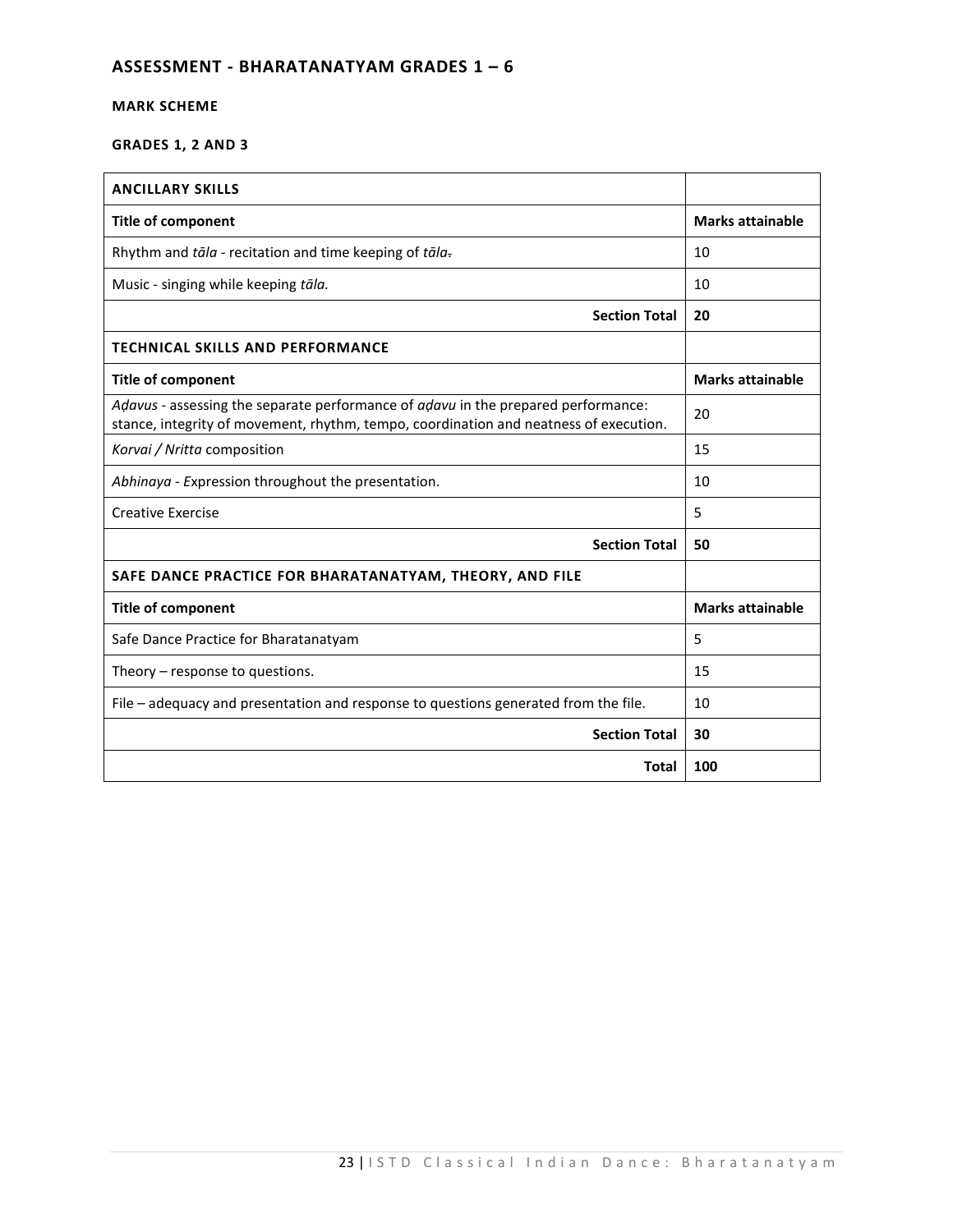## ASSESSMENT - BHARATANATYAM GRADES 1 – 6

### MARK SCHEME

### GRADES 1, 2 AND 3

| ANCILLARY SKILLS | |
|---|---|
| **Title of component** | **Marks attainable** |
| Rhythm and *tāla* - recitation and time keeping of *tāla*. | 10 |
| Music - singing while keeping *tāla.* | 10 |
| **Section Total** | **20** |
| **TECHNICAL SKILLS AND PERFORMANCE** | |
| **Title of component** | **Marks attainable** |
| *Aḍavus* - assessing the separate performance of *aḍavu* in the prepared performance: stance, integrity of movement, rhythm, tempo, coordination and neatness of execution. | 20 |
| *Korvai / Nritta* composition | 15 |
| *Abhinaya - E*xpression throughout the presentation. | 10 |
| Creative Exercise | 5 |
| **Section Total** | **50** |
| **SAFE DANCE PRACTICE FOR BHARATANATYAM, THEORY, AND FILE** | |
| **Title of component** | **Marks attainable** |
| Safe Dance Practice for Bharatanatyam | 5 |
| Theory – response to questions. | 15 |
| File – adequacy and presentation and response to questions generated from the file. | 10 |
| **Section Total** | **30** |
| **Total** | **100** |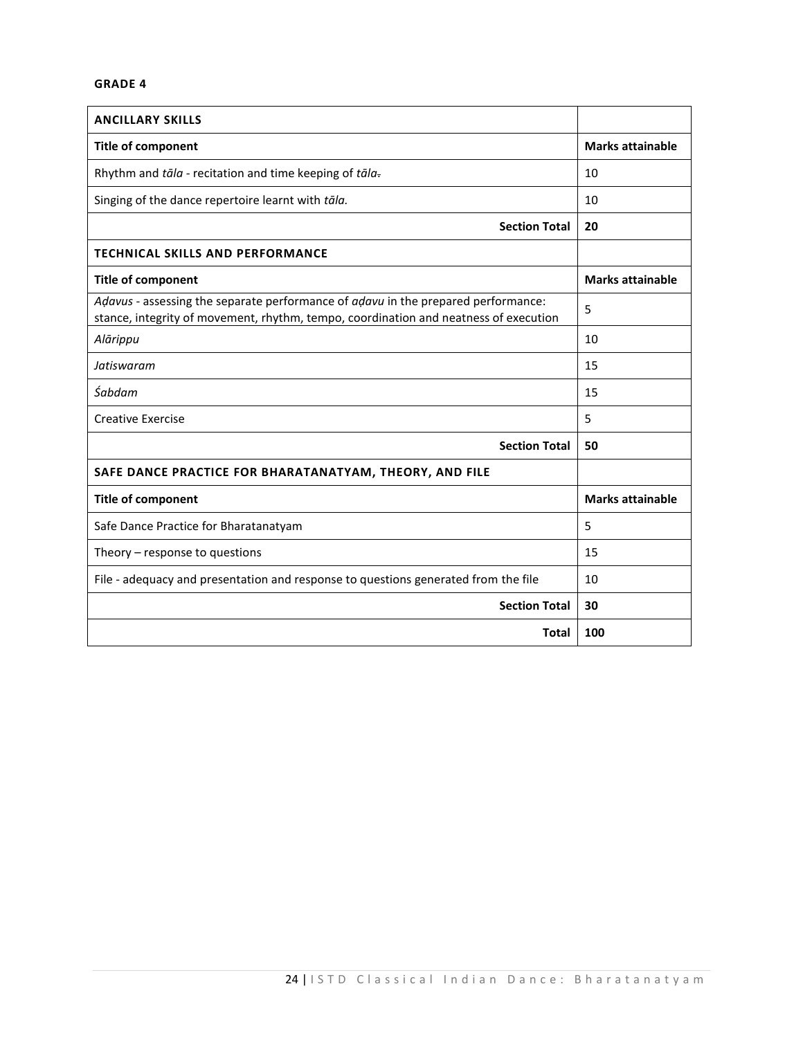**GRADE 4**

| **ANCILLARY SKILLS** | |
|---|---|
| **Title of component** | **Marks attainable** |
| Rhythm and *tāla* - recitation and time keeping of *tāla*. | 10 |
| Singing of the dance repertoire learnt with *tāla.* | 10 |
| **Section Total** | **20** |
| **TECHNICAL SKILLS AND PERFORMANCE** | |
| **Title of component** | **Marks attainable** |
| *Aḍavus* - assessing the separate performance of *aḍavu* in the prepared performance: stance, integrity of movement, rhythm, tempo, coordination and neatness of execution | 5 |
| *Alārippu* | 10 |
| *Jatiswaram* | 15 |
| *Śabdam* | 15 |
| Creative Exercise | 5 |
| **Section Total** | **50** |
| **SAFE DANCE PRACTICE FOR BHARATANATYAM, THEORY, AND FILE** | |
| **Title of component** | **Marks attainable** |
| Safe Dance Practice for Bharatanatyam | 5 |
| Theory – response to questions | 15 |
| File - adequacy and presentation and response to questions generated from the file | 10 |
| **Section Total** | **30** |
| **Total** | **100** |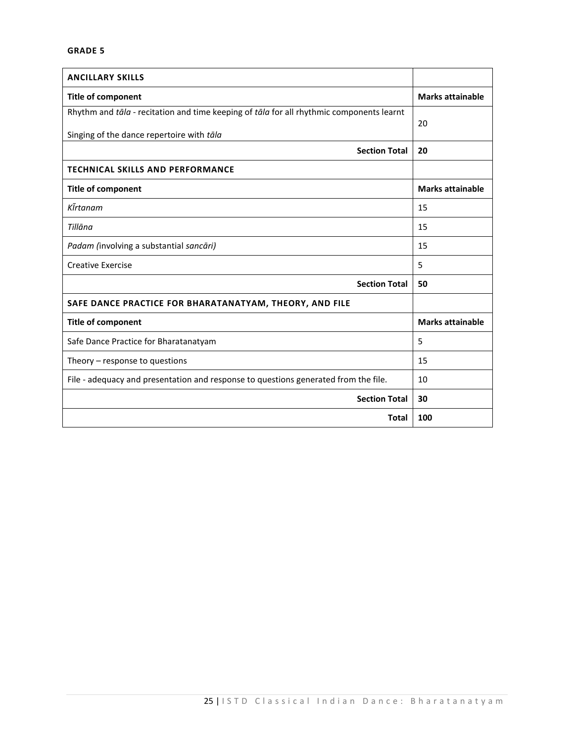**GRADE 5**

| **ANCILLARY SKILLS** | |
|---|---|
| **Title of component** | **Marks attainable** |
| Rhythm and *tāla* - recitation and time keeping of *tāla* for all rhythmic components learnt<br><br>Singing of the dance repertoire with *tāla* | 20 |
| **Section Total** | **20** |
| **TECHNICAL SKILLS AND PERFORMANCE** | |
| **Title of component** | **Marks attainable** |
| *Kĩrtanam* | 15 |
| *Tillāna* | 15 |
| *Padam (*involving a substantial *sancāri)* | 15 |
| Creative Exercise | 5 |
| **Section Total** | **50** |
| **SAFE DANCE PRACTICE FOR BHARATANATYAM, THEORY, AND FILE** | |
| **Title of component** | **Marks attainable** |
| Safe Dance Practice for Bharatanatyam | 5 |
| Theory – response to questions | 15 |
| File - adequacy and presentation and response to questions generated from the file. | 10 |
| **Section Total** | **30** |
| **Total** | **100** |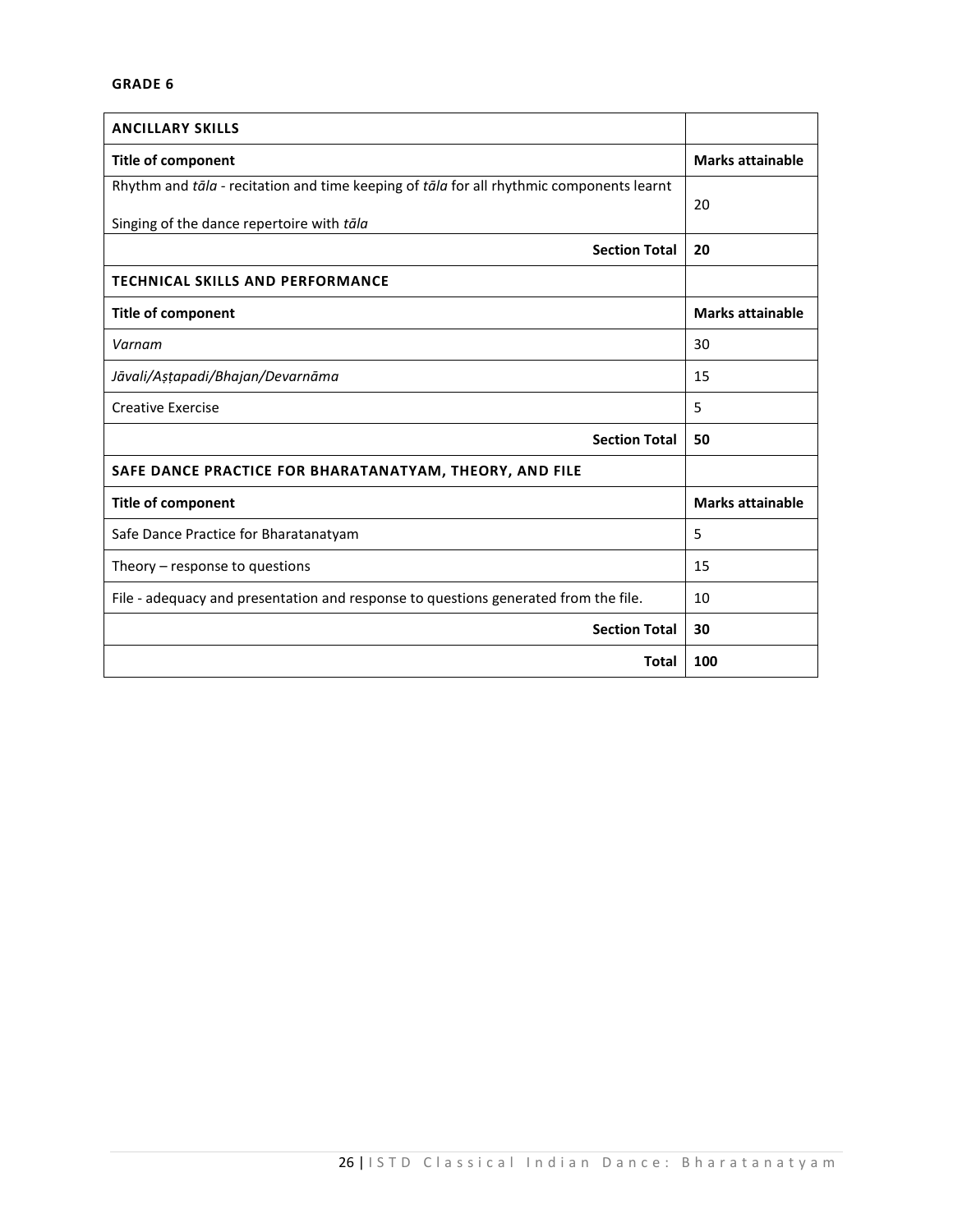**GRADE 6**

| **ANCILLARY SKILLS** | |
|---|---|
| **Title of component** | **Marks attainable** |
| Rhythm and *tāla* - recitation and time keeping of *tāla* for all rhythmic components learnt<br><br>Singing of the dance repertoire with *tāla* | 20 |
| **Section Total** | **20** |
| **TECHNICAL SKILLS AND PERFORMANCE** | |
| **Title of component** | **Marks attainable** |
| *Varnam* | 30 |
| *Jāvali/Aṣṭapadi/Bhajan/Devarnāma* | 15 |
| Creative Exercise | 5 |
| **Section Total** | **50** |
| **SAFE DANCE PRACTICE FOR BHARATANATYAM, THEORY, AND FILE** | |
| **Title of component** | **Marks attainable** |
| Safe Dance Practice for Bharatanatyam | 5 |
| Theory – response to questions | 15 |
| File - adequacy and presentation and response to questions generated from the file. | 10 |
| **Section Total** | **30** |
| **Total** | **100** |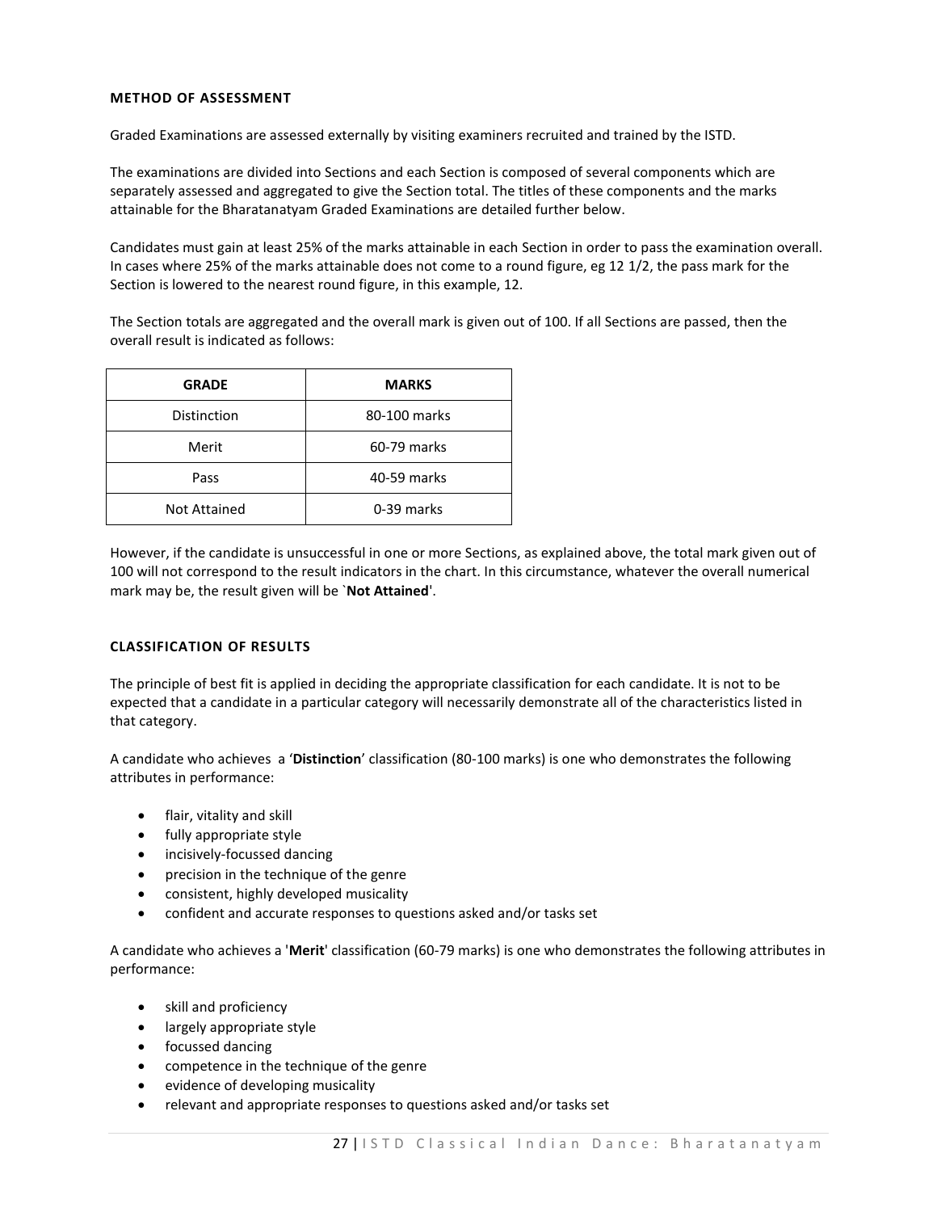### METHOD OF ASSESSMENT

Graded Examinations are assessed externally by visiting examiners recruited and trained by the ISTD.

The examinations are divided into Sections and each Section is composed of several components which are separately assessed and aggregated to give the Section total. The titles of these components and the marks attainable for the Bharatanatyam Graded Examinations are detailed further below.

Candidates must gain at least 25% of the marks attainable in each Section in order to pass the examination overall. In cases where 25% of the marks attainable does not come to a round figure, eg 12 1/2, the pass mark for the Section is lowered to the nearest round figure, in this example, 12.

The Section totals are aggregated and the overall mark is given out of 100. If all Sections are passed, then the overall result is indicated as follows:

| GRADE | MARKS |
|---|---|
| Distinction | 80-100 marks |
| Merit | 60-79 marks |
| Pass | 40-59 marks |
| Not Attained | 0-39 marks |

However, if the candidate is unsuccessful in one or more Sections, as explained above, the total mark given out of 100 will not correspond to the result indicators in the chart. In this circumstance, whatever the overall numerical mark may be, the result given will be `**Not Attained**'.

### CLASSIFICATION OF RESULTS

The principle of best fit is applied in deciding the appropriate classification for each candidate. It is not to be expected that a candidate in a particular category will necessarily demonstrate all of the characteristics listed in that category.

A candidate who achieves a '**Distinction**' classification (80-100 marks) is one who demonstrates the following attributes in performance:

- flair, vitality and skill
- fully appropriate style
- incisively-focussed dancing
- precision in the technique of the genre
- consistent, highly developed musicality
- confident and accurate responses to questions asked and/or tasks set

A candidate who achieves a '**Merit**' classification (60-79 marks) is one who demonstrates the following attributes in performance:

- skill and proficiency
- largely appropriate style
- focussed dancing
- competence in the technique of the genre
- evidence of developing musicality
- relevant and appropriate responses to questions asked and/or tasks set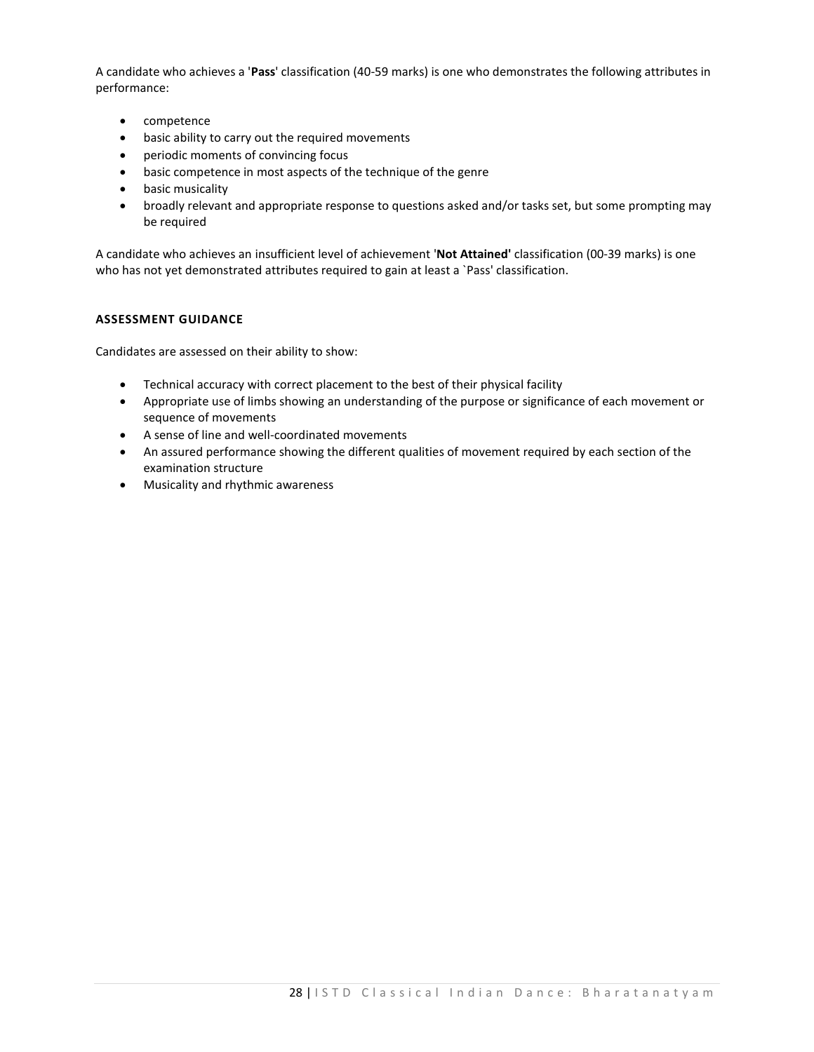A candidate who achieves a '**Pass**' classification (40-59 marks) is one who demonstrates the following attributes in performance:

- competence
- basic ability to carry out the required movements
- periodic moments of convincing focus
- basic competence in most aspects of the technique of the genre
- basic musicality
- broadly relevant and appropriate response to questions asked and/or tasks set, but some prompting may be required

A candidate who achieves an insufficient level of achievement '**Not Attained'** classification (00-39 marks) is one who has not yet demonstrated attributes required to gain at least a `Pass' classification.

**ASSESSMENT GUIDANCE**

Candidates are assessed on their ability to show:

- Technical accuracy with correct placement to the best of their physical facility
- Appropriate use of limbs showing an understanding of the purpose or significance of each movement or sequence of movements
- A sense of line and well-coordinated movements
- An assured performance showing the different qualities of movement required by each section of the examination structure
- Musicality and rhythmic awareness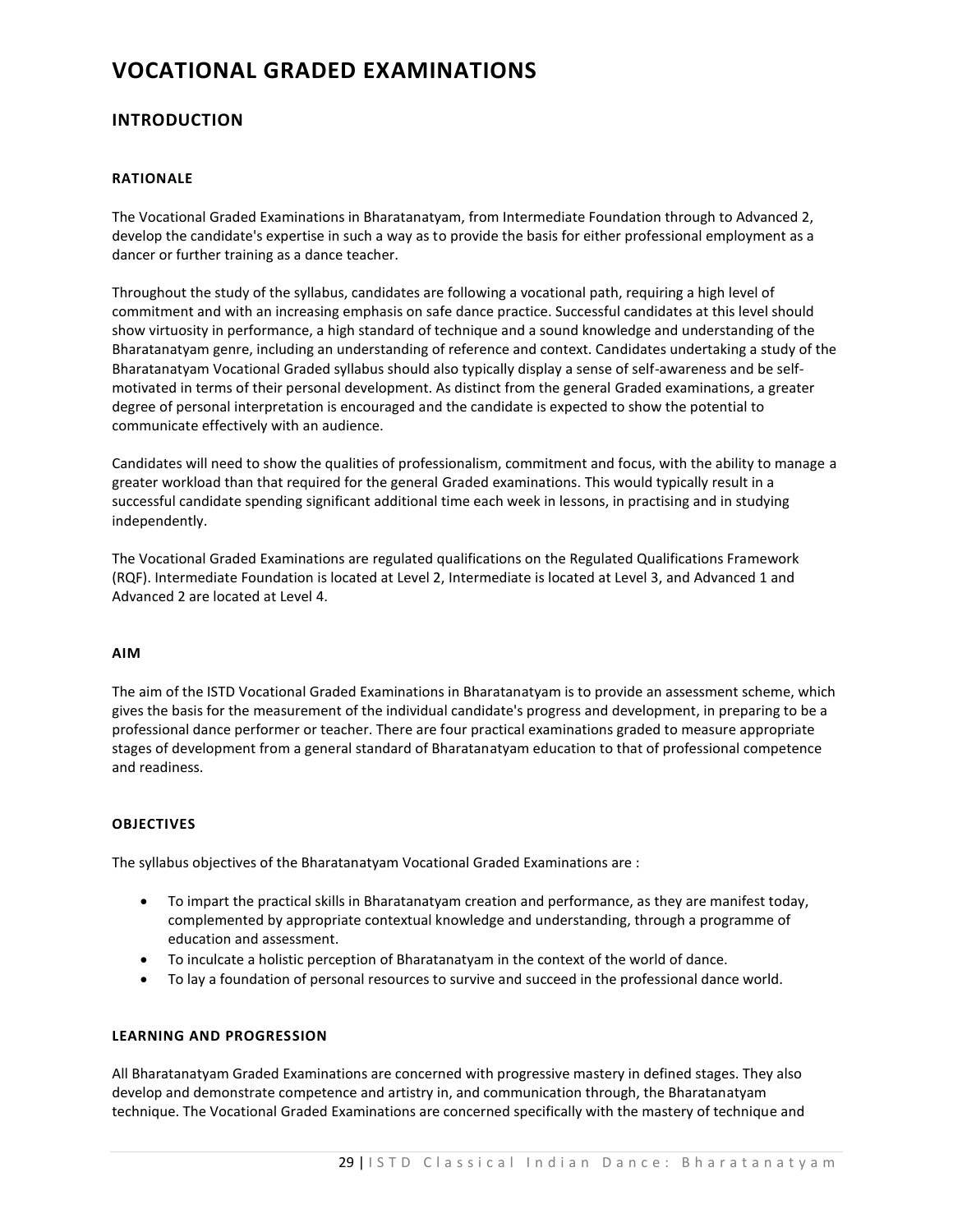# VOCATIONAL GRADED EXAMINATIONS

## INTRODUCTION

#### RATIONALE

The Vocational Graded Examinations in Bharatanatyam, from Intermediate Foundation through to Advanced 2, develop the candidate's expertise in such a way as to provide the basis for either professional employment as a dancer or further training as a dance teacher.

Throughout the study of the syllabus, candidates are following a vocational path, requiring a high level of commitment and with an increasing emphasis on safe dance practice. Successful candidates at this level should show virtuosity in performance, a high standard of technique and a sound knowledge and understanding of the Bharatanatyam genre, including an understanding of reference and context. Candidates undertaking a study of the Bharatanatyam Vocational Graded syllabus should also typically display a sense of self-awareness and be self-motivated in terms of their personal development. As distinct from the general Graded examinations, a greater degree of personal interpretation is encouraged and the candidate is expected to show the potential to communicate effectively with an audience.

Candidates will need to show the qualities of professionalism, commitment and focus, with the ability to manage a greater workload than that required for the general Graded examinations. This would typically result in a successful candidate spending significant additional time each week in lessons, in practising and in studying independently.

The Vocational Graded Examinations are regulated qualifications on the Regulated Qualifications Framework (RQF). Intermediate Foundation is located at Level 2, Intermediate is located at Level 3, and Advanced 1 and Advanced 2 are located at Level 4.

#### AIM

The aim of the ISTD Vocational Graded Examinations in Bharatanatyam is to provide an assessment scheme, which gives the basis for the measurement of the individual candidate's progress and development, in preparing to be a professional dance performer or teacher. There are four practical examinations graded to measure appropriate stages of development from a general standard of Bharatanatyam education to that of professional competence and readiness.

#### OBJECTIVES

The syllabus objectives of the Bharatanatyam Vocational Graded Examinations are :

- To impart the practical skills in Bharatanatyam creation and performance, as they are manifest today, complemented by appropriate contextual knowledge and understanding, through a programme of education and assessment.
- To inculcate a holistic perception of Bharatanatyam in the context of the world of dance.
- To lay a foundation of personal resources to survive and succeed in the professional dance world.

#### LEARNING AND PROGRESSION

All Bharatanatyam Graded Examinations are concerned with progressive mastery in defined stages. They also develop and demonstrate competence and artistry in, and communication through, the Bharatanatyam technique. The Vocational Graded Examinations are concerned specifically with the mastery of technique and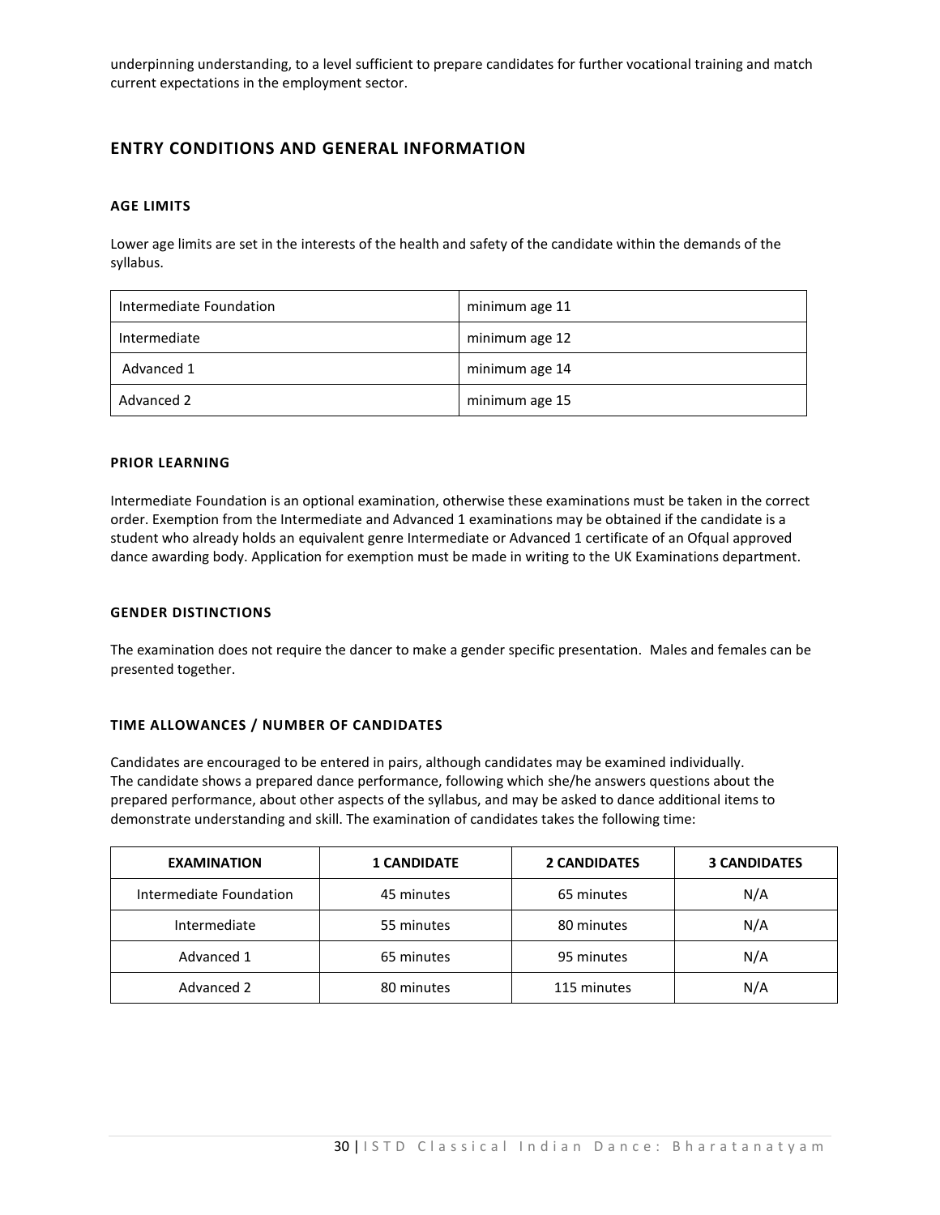underpinning understanding, to a level sufficient to prepare candidates for further vocational training and match current expectations in the employment sector.

## ENTRY CONDITIONS AND GENERAL INFORMATION

### AGE LIMITS

Lower age limits are set in the interests of the health and safety of the candidate within the demands of the syllabus.

| | |
|---|---|
| Intermediate Foundation | minimum age 11 |
| Intermediate | minimum age 12 |
| Advanced 1 | minimum age 14 |
| Advanced 2 | minimum age 15 |

### PRIOR LEARNING

Intermediate Foundation is an optional examination, otherwise these examinations must be taken in the correct order. Exemption from the Intermediate and Advanced 1 examinations may be obtained if the candidate is a student who already holds an equivalent genre Intermediate or Advanced 1 certificate of an Ofqual approved dance awarding body. Application for exemption must be made in writing to the UK Examinations department.

### GENDER DISTINCTIONS

The examination does not require the dancer to make a gender specific presentation. Males and females can be presented together.

### TIME ALLOWANCES / NUMBER OF CANDIDATES

Candidates are encouraged to be entered in pairs, although candidates may be examined individually.
The candidate shows a prepared dance performance, following which she/he answers questions about the prepared performance, about other aspects of the syllabus, and may be asked to dance additional items to demonstrate understanding and skill. The examination of candidates takes the following time:

| EXAMINATION | 1 CANDIDATE | 2 CANDIDATES | 3 CANDIDATES |
|---|---|---|---|
| Intermediate Foundation | 45 minutes | 65 minutes | N/A |
| Intermediate | 55 minutes | 80 minutes | N/A |
| Advanced 1 | 65 minutes | 95 minutes | N/A |
| Advanced 2 | 80 minutes | 115 minutes | N/A |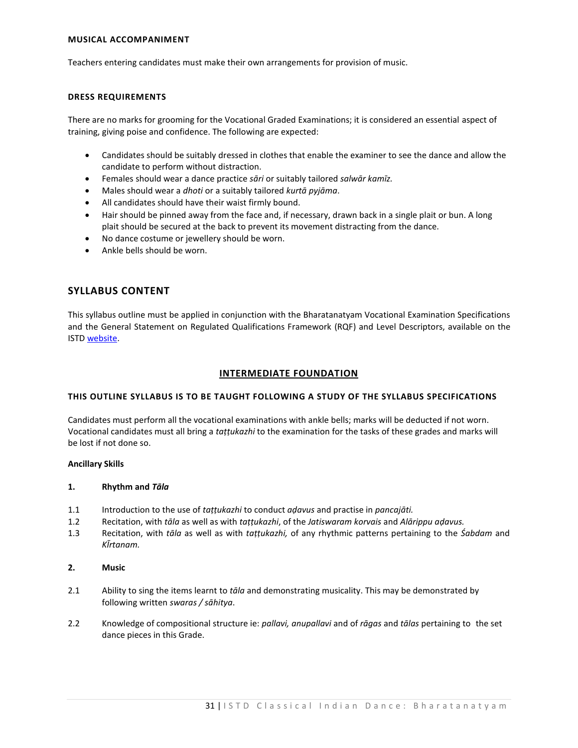**MUSICAL ACCOMPANIMENT**

Teachers entering candidates must make their own arrangements for provision of music.

**DRESS REQUIREMENTS**

There are no marks for grooming for the Vocational Graded Examinations; it is considered an essential aspect of training, giving poise and confidence. The following are expected:

- Candidates should be suitably dressed in clothes that enable the examiner to see the dance and allow the candidate to perform without distraction.
- Females should wear a dance practice *sāri* or suitably tailored *salwār kamīz.*
- Males should wear a *dhoti* or a suitably tailored *kurtā pyjāma*.
- All candidates should have their waist firmly bound.
- Hair should be pinned away from the face and, if necessary, drawn back in a single plait or bun. A long plait should be secured at the back to prevent its movement distracting from the dance.
- No dance costume or jewellery should be worn.
- Ankle bells should be worn.

## SYLLABUS CONTENT

This syllabus outline must be applied in conjunction with the Bharatanatyam Vocational Examination Specifications and the General Statement on Regulated Qualifications Framework (RQF) and Level Descriptors, available on the ISTD website.

## INTERMEDIATE FOUNDATION

**THIS OUTLINE SYLLABUS IS TO BE TAUGHT FOLLOWING A STUDY OF THE SYLLABUS SPECIFICATIONS**

Candidates must perform all the vocational examinations with ankle bells; marks will be deducted if not worn. Vocational candidates must all bring a *taṭṭukazhi* to the examination for the tasks of these grades and marks will be lost if not done so.

**Ancillary Skills**

**1. Rhythm and *Tāla***

1.1 Introduction to the use of *taṭṭukazhi* to conduct *aḍavus* and practise in *pancajāti.*

1.2 Recitation, with *tāla* as well as with *taṭṭukazhi*, of the *Jatiswaram korvais* and *Alārippu aḍavus.*

1.3 Recitation, with *tāla* as well as with *taṭṭukazhi,* of any rhythmic patterns pertaining to the *Śabdam* and *Kīrtanam.*

**2. Music**

2.1 Ability to sing the items learnt to *tāla* and demonstrating musicality. This may be demonstrated by following written *swaras / sāhitya*.

2.2 Knowledge of compositional structure ie: *pallavi, anupallavi* and of *rāgas* and *tālas* pertaining to the set dance pieces in this Grade.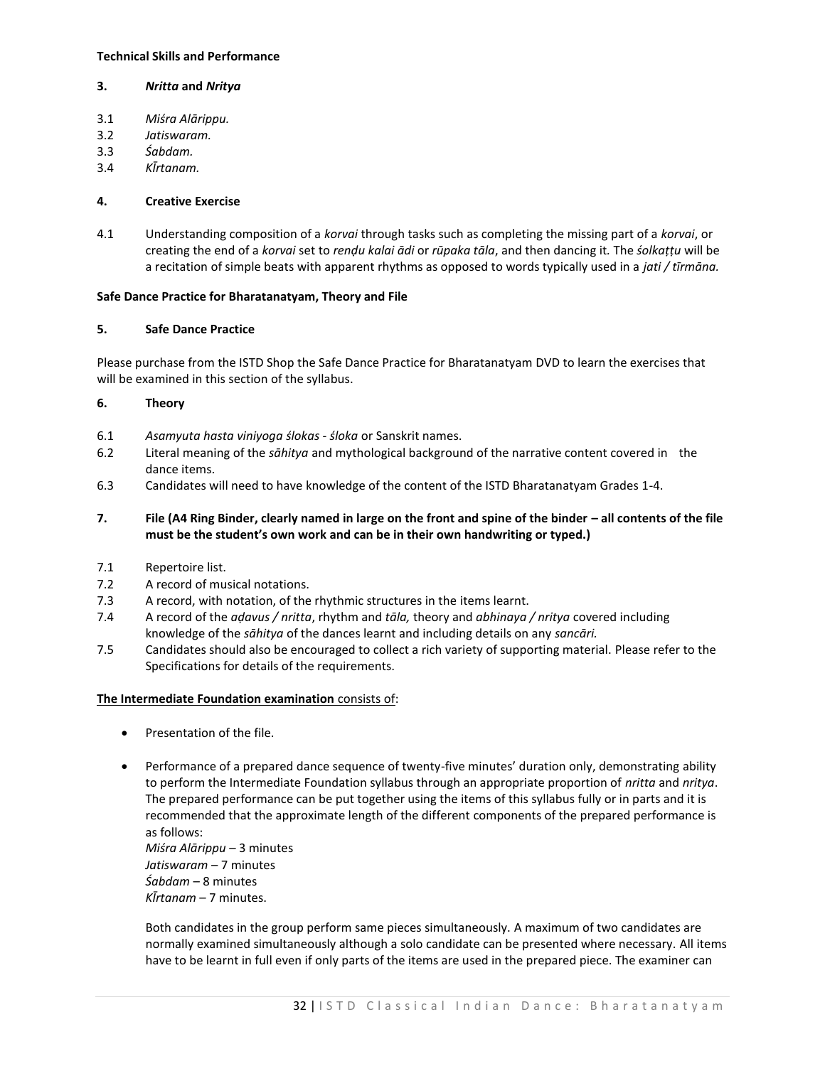**Technical Skills and Performance**

**3. *Nritta* and *Nritya***

3.1 *Miśra Alārippu.*
3.2 *Jatiswaram.*
3.3 *Śabdam.*
3.4 *Kīrtanam.*

**4. Creative Exercise**

4.1 Understanding composition of a *korvai* through tasks such as completing the missing part of a *korvai*, or creating the end of a *korvai* set to *renḍu kalai ādi* or *rūpaka tāla*, and then dancing it. The *śolkaṭṭu* will be a recitation of simple beats with apparent rhythms as opposed to words typically used in a *jati / tīrmāna.*

**Safe Dance Practice for Bharatanatyam, Theory and File**

**5. Safe Dance Practice**

Please purchase from the ISTD Shop the Safe Dance Practice for Bharatanatyam DVD to learn the exercises that will be examined in this section of the syllabus.

**6. Theory**

6.1 *Asamyuta hasta viniyoga ślokas - śloka* or Sanskrit names.
6.2 Literal meaning of the *sāhitya* and mythological background of the narrative content covered in the dance items.
6.3 Candidates will need to have knowledge of the content of the ISTD Bharatanatyam Grades 1-4.

**7. File (A4 Ring Binder, clearly named in large on the front and spine of the binder – all contents of the file must be the student's own work and can be in their own handwriting or typed.)**

7.1 Repertoire list.
7.2 A record of musical notations.
7.3 A record, with notation, of the rhythmic structures in the items learnt.
7.4 A record of the *aḍavus / nritta*, rhythm and *tāla,* theory and *abhinaya / nritya* covered including knowledge of the *sāhitya* of the dances learnt and including details on any *sancāri.*
7.5 Candidates should also be encouraged to collect a rich variety of supporting material. Please refer to the Specifications for details of the requirements.

<u>**The Intermediate Foundation examination** consists of</u>:

- Presentation of the file.

- Performance of a prepared dance sequence of twenty-five minutes' duration only, demonstrating ability to perform the Intermediate Foundation syllabus through an appropriate proportion of *nritta* and *nritya*. The prepared performance can be put together using the items of this syllabus fully or in parts and it is recommended that the approximate length of the different components of the prepared performance is as follows:
  *Miśra Alārippu* – 3 minutes
  *Jatiswaram* – 7 minutes
  *Śabdam* – 8 minutes
  *Kīrtanam* – 7 minutes.

  Both candidates in the group perform same pieces simultaneously. A maximum of two candidates are normally examined simultaneously although a solo candidate can be presented where necessary. All items have to be learnt in full even if only parts of the items are used in the prepared piece. The examiner can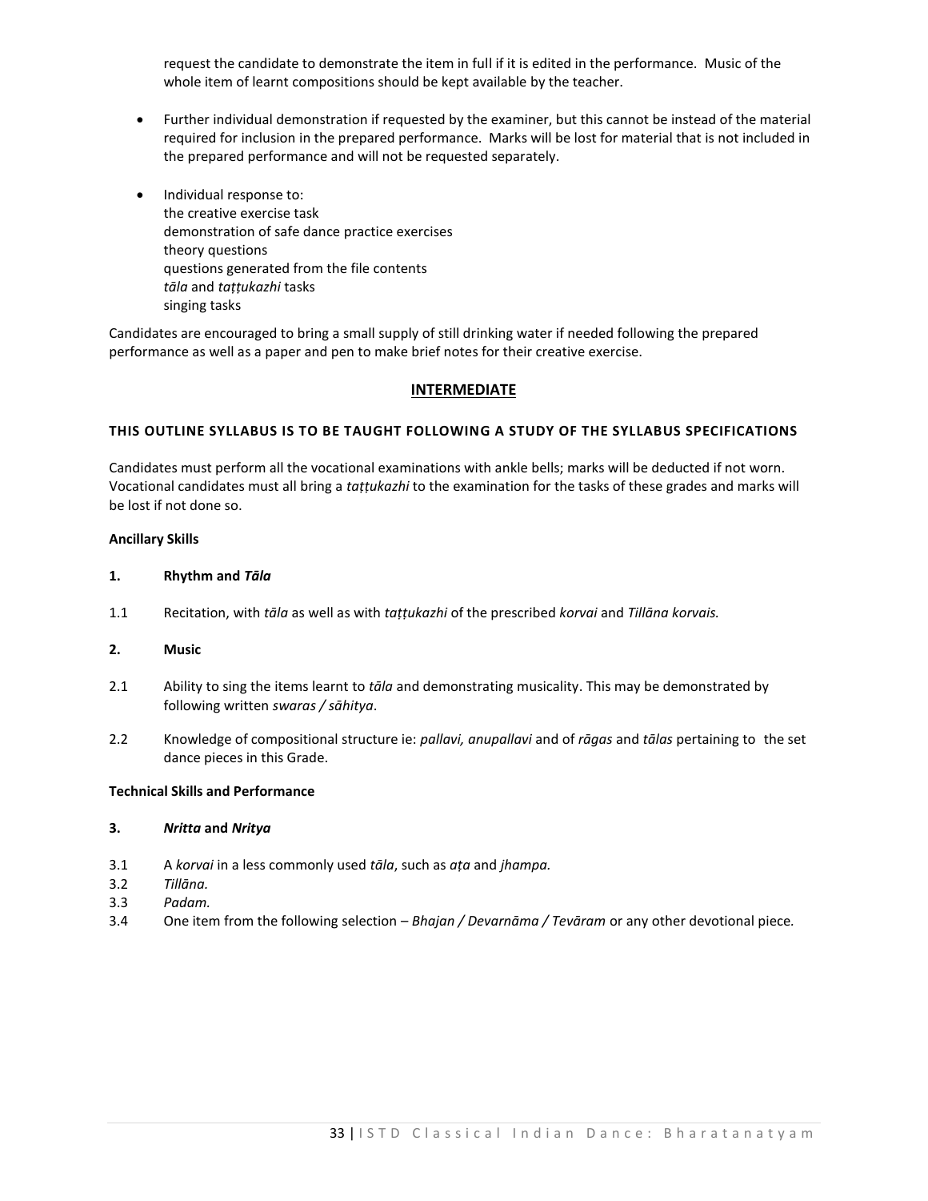request the candidate to demonstrate the item in full if it is edited in the performance. Music of the whole item of learnt compositions should be kept available by the teacher.

- Further individual demonstration if requested by the examiner, but this cannot be instead of the material required for inclusion in the prepared performance. Marks will be lost for material that is not included in the prepared performance and will not be requested separately.

- Individual response to:
  the creative exercise task
  demonstration of safe dance practice exercises
  theory questions
  questions generated from the file contents
  *tāla* and *taṭṭukazhi* tasks
  singing tasks

Candidates are encouraged to bring a small supply of still drinking water if needed following the prepared performance as well as a paper and pen to make brief notes for their creative exercise.

## INTERMEDIATE

**THIS OUTLINE SYLLABUS IS TO BE TAUGHT FOLLOWING A STUDY OF THE SYLLABUS SPECIFICATIONS**

Candidates must perform all the vocational examinations with ankle bells; marks will be deducted if not worn. Vocational candidates must all bring a *taṭṭukazhi* to the examination for the tasks of these grades and marks will be lost if not done so.

**Ancillary Skills**

**1. Rhythm and *Tāla***

1.1 Recitation, with *tāla* as well as with *taṭṭukazhi* of the prescribed *korvai* and *Tillāna korvais.*

**2. Music**

2.1 Ability to sing the items learnt to *tāla* and demonstrating musicality. This may be demonstrated by following written *swaras / sāhitya*.

2.2 Knowledge of compositional structure ie: *pallavi, anupallavi* and of *rāgas* and *tālas* pertaining to the set dance pieces in this Grade.

**Technical Skills and Performance**

**3. *Nritta* and *Nritya***

3.1 A *korvai* in a less commonly used *tāla*, such as *aṭa* and *jhampa.*
3.2 *Tillāna.*
3.3 *Padam.*
3.4 One item from the following selection – *Bhajan / Devarnāma / Tevāram* or any other devotional piece*.*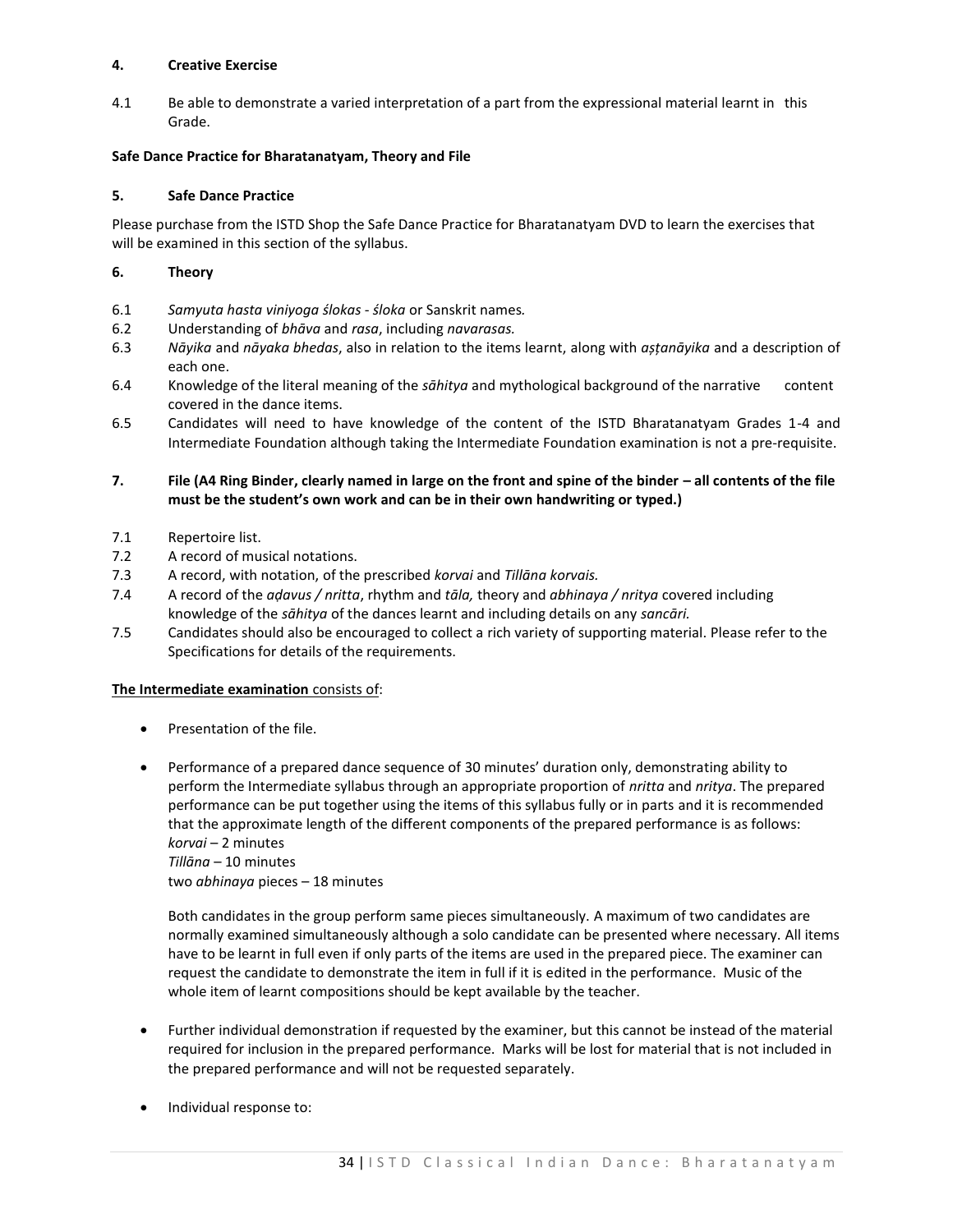**4. Creative Exercise**

4.1 Be able to demonstrate a varied interpretation of a part from the expressional material learnt in this Grade.

**Safe Dance Practice for Bharatanatyam, Theory and File**

**5. Safe Dance Practice**

Please purchase from the ISTD Shop the Safe Dance Practice for Bharatanatyam DVD to learn the exercises that will be examined in this section of the syllabus.

**6. Theory**

6.1 *Samyuta hasta viniyoga ślokas - śloka* or Sanskrit names*.*

6.2 Understanding of *bhāva* and *rasa*, including *navarasas.*

6.3 *Nāyika* and *nāyaka bhedas*, also in relation to the items learnt, along with *aṣṭanāyika* and a description of each one.

6.4 Knowledge of the literal meaning of the *sāhitya* and mythological background of the narrative content covered in the dance items.

6.5 Candidates will need to have knowledge of the content of the ISTD Bharatanatyam Grades 1-4 and Intermediate Foundation although taking the Intermediate Foundation examination is not a pre-requisite.

**7. File (A4 Ring Binder, clearly named in large on the front and spine of the binder – all contents of the file must be the student's own work and can be in their own handwriting or typed.)**

7.1 Repertoire list.

7.2 A record of musical notations.

7.3 A record, with notation, of the prescribed *korvai* and *Tillāna korvais.*

7.4 A record of the *aḍavus / nritta*, rhythm and *tāla,* theory and *abhinaya / nritya* covered including knowledge of the *sāhitya* of the dances learnt and including details on any *sancāri.*

7.5 Candidates should also be encouraged to collect a rich variety of supporting material. Please refer to the Specifications for details of the requirements.

**<u>The Intermediate examination</u>** <u>consists of</u>:

- Presentation of the file.

- Performance of a prepared dance sequence of 30 minutes' duration only, demonstrating ability to perform the Intermediate syllabus through an appropriate proportion of *nritta* and *nritya*. The prepared performance can be put together using the items of this syllabus fully or in parts and it is recommended that the approximate length of the different components of the prepared performance is as follows:
  *korvai* – 2 minutes
  *Tillāna* – 10 minutes
  two *abhinaya* pieces – 18 minutes

  Both candidates in the group perform same pieces simultaneously. A maximum of two candidates are normally examined simultaneously although a solo candidate can be presented where necessary. All items have to be learnt in full even if only parts of the items are used in the prepared piece. The examiner can request the candidate to demonstrate the item in full if it is edited in the performance. Music of the whole item of learnt compositions should be kept available by the teacher.

- Further individual demonstration if requested by the examiner, but this cannot be instead of the material required for inclusion in the prepared performance. Marks will be lost for material that is not included in the prepared performance and will not be requested separately.

- Individual response to: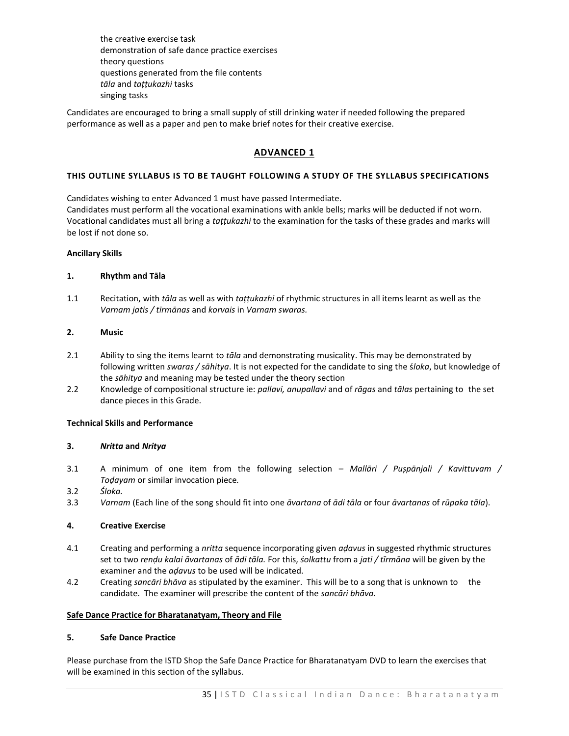the creative exercise task
demonstration of safe dance practice exercises
theory questions
questions generated from the file contents
*tāla* and *taṭṭukazhi* tasks
singing tasks

Candidates are encouraged to bring a small supply of still drinking water if needed following the prepared performance as well as a paper and pen to make brief notes for their creative exercise.

## ADVANCED 1

**THIS OUTLINE SYLLABUS IS TO BE TAUGHT FOLLOWING A STUDY OF THE SYLLABUS SPECIFICATIONS**

Candidates wishing to enter Advanced 1 must have passed Intermediate.
Candidates must perform all the vocational examinations with ankle bells; marks will be deducted if not worn.
Vocational candidates must all bring a *taṭṭukazhi* to the examination for the tasks of these grades and marks will be lost if not done so.

**Ancillary Skills**

**1. Rhythm and Tāla**

1.1 Recitation, with *tāla* as well as with *taṭṭukazhi* of rhythmic structures in all items learnt as well as the *Varnam jatis / tīrmānas* and *korvais* in *Varnam swaras.*

**2. Music**

2.1 Ability to sing the items learnt to *tāla* and demonstrating musicality. This may be demonstrated by following written *swaras / sāhitya*. It is not expected for the candidate to sing the *śloka*, but knowledge of the *sāhitya* and meaning may be tested under the theory section

2.2 Knowledge of compositional structure ie: *pallavi, anupallavi* and of *rāgas* and *tālas* pertaining to the set dance pieces in this Grade.

**Technical Skills and Performance**

**3. *Nritta* and *Nritya***

3.1 A minimum of one item from the following selection – *Mallāri / Puṣpānjali / Kavittuvam / Toḍayam* or similar invocation piece*.*

3.2 *Śloka.*

3.3 *Varnam* (Each line of the song should fit into one *āvartana* of *ādi tāla* or four *āvartanas* of *rūpaka tāla*).

**4. Creative Exercise**

4.1 Creating and performing a *nritta* sequence incorporating given *aḍavus* in suggested rhythmic structures set to two *renḍu kalai āvartanas* of *ādi tāla.* For this, *śolkattu* from a *jati / tīrmāna* will be given by the examiner and the *aḍavus* to be used will be indicated.

4.2 Creating *sancāri bhāva* as stipulated by the examiner. This will be to a song that is unknown to the candidate. The examiner will prescribe the content of the *sancāri bhāva.*

**Safe Dance Practice for Bharatanatyam, Theory and File**

**5. Safe Dance Practice**

Please purchase from the ISTD Shop the Safe Dance Practice for Bharatanatyam DVD to learn the exercises that will be examined in this section of the syllabus.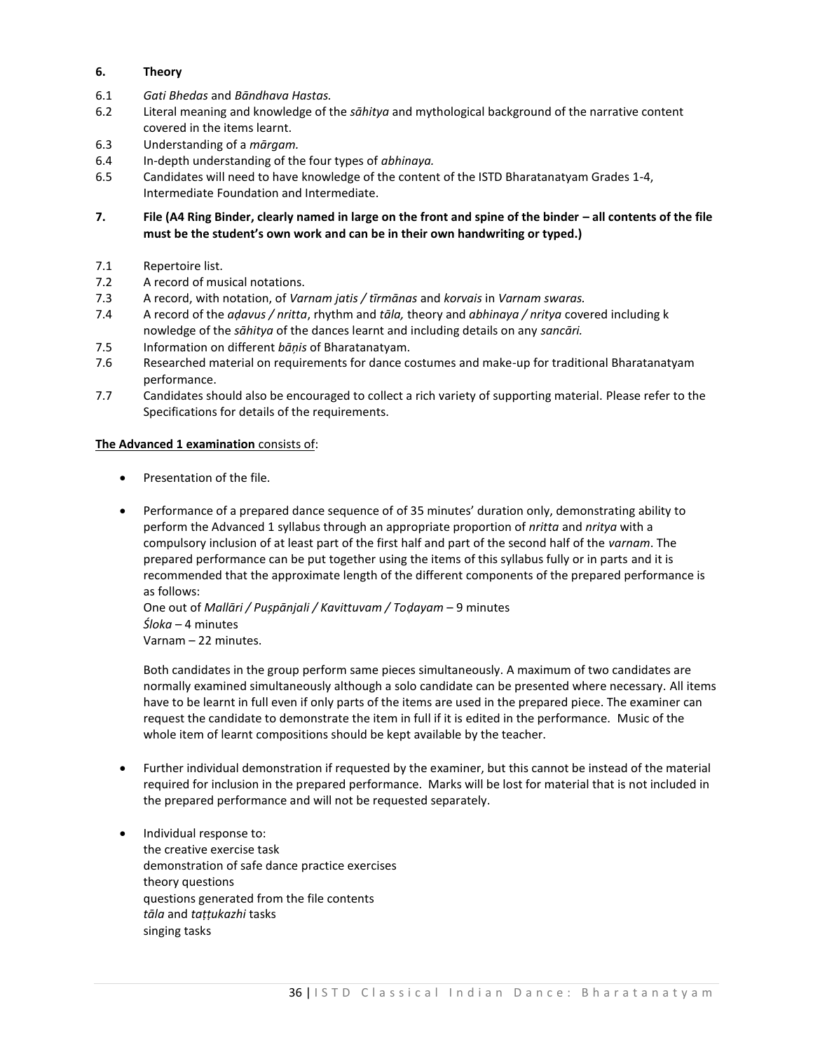**6. Theory**

6.1 *Gati Bhedas* and *Bāndhava Hastas.*

6.2 Literal meaning and knowledge of the *sāhitya* and mythological background of the narrative content covered in the items learnt.

6.3 Understanding of a *mārgam.*

6.4 In-depth understanding of the four types of *abhinaya.*

6.5 Candidates will need to have knowledge of the content of the ISTD Bharatanatyam Grades 1-4, Intermediate Foundation and Intermediate.

**7. File (A4 Ring Binder, clearly named in large on the front and spine of the binder – all contents of the file must be the student's own work and can be in their own handwriting or typed.)**

7.1 Repertoire list.

7.2 A record of musical notations.

7.3 A record, with notation, of *Varnam jatis / tīrmānas* and *korvais* in *Varnam swaras.*

7.4 A record of the *aḍavus / nritta*, rhythm and *tāla,* theory and *abhinaya / nritya* covered including k nowledge of the *sāhitya* of the dances learnt and including details on any *sancāri.*

7.5 Information on different *bāṇis* of Bharatanatyam.

7.6 Researched material on requirements for dance costumes and make-up for traditional Bharatanatyam performance.

7.7 Candidates should also be encouraged to collect a rich variety of supporting material. Please refer to the Specifications for details of the requirements.

**The Advanced 1 examination** consists of:

- Presentation of the file.

- Performance of a prepared dance sequence of of 35 minutes' duration only, demonstrating ability to perform the Advanced 1 syllabus through an appropriate proportion of *nritta* and *nritya* with a compulsory inclusion of at least part of the first half and part of the second half of the *varnam*. The prepared performance can be put together using the items of this syllabus fully or in parts and it is recommended that the approximate length of the different components of the prepared performance is as follows:
  One out of *Mallāri / Puṣpānjali / Kavittuvam / Toḍayam* – 9 minutes
  *Śloka* – 4 minutes
  Varnam – 22 minutes.

  Both candidates in the group perform same pieces simultaneously. A maximum of two candidates are normally examined simultaneously although a solo candidate can be presented where necessary. All items have to be learnt in full even if only parts of the items are used in the prepared piece. The examiner can request the candidate to demonstrate the item in full if it is edited in the performance. Music of the whole item of learnt compositions should be kept available by the teacher.

- Further individual demonstration if requested by the examiner, but this cannot be instead of the material required for inclusion in the prepared performance. Marks will be lost for material that is not included in the prepared performance and will not be requested separately.

- Individual response to:
  the creative exercise task
  demonstration of safe dance practice exercises
  theory questions
  questions generated from the file contents
  *tāla* and *taṭṭukazhi* tasks
  singing tasks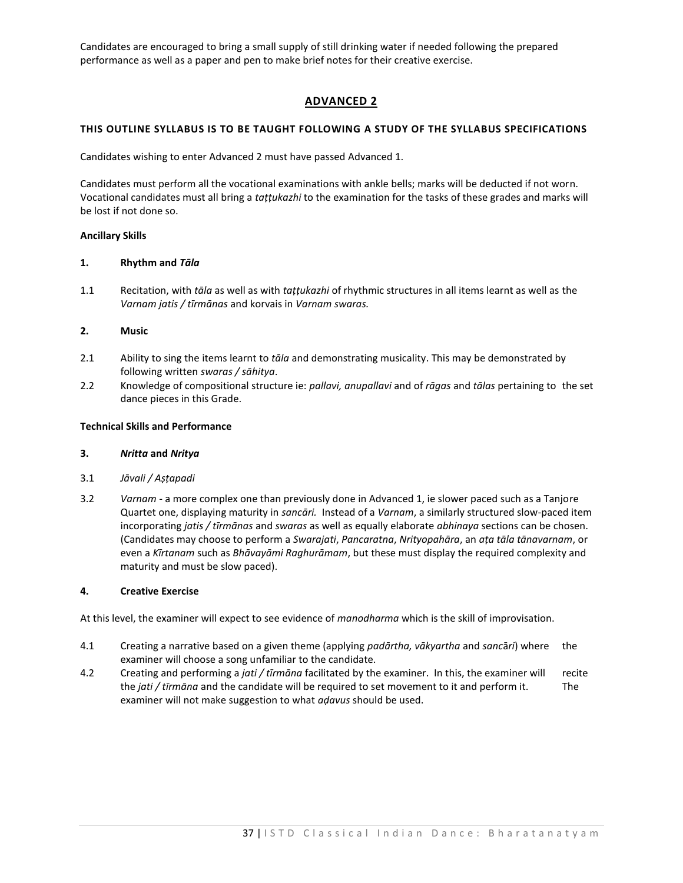Candidates are encouraged to bring a small supply of still drinking water if needed following the prepared performance as well as a paper and pen to make brief notes for their creative exercise.

## ADVANCED 2

**THIS OUTLINE SYLLABUS IS TO BE TAUGHT FOLLOWING A STUDY OF THE SYLLABUS SPECIFICATIONS**

Candidates wishing to enter Advanced 2 must have passed Advanced 1.

Candidates must perform all the vocational examinations with ankle bells; marks will be deducted if not worn. Vocational candidates must all bring a *taṭṭukazhi* to the examination for the tasks of these grades and marks will be lost if not done so.

**Ancillary Skills**

**1. Rhythm and *Tāla***

1.1 Recitation, with *tāla* as well as with *taṭṭukazhi* of rhythmic structures in all items learnt as well as the *Varnam jatis / tīrmānas* and korvais in *Varnam swaras.*

**2. Music**

2.1 Ability to sing the items learnt to *tāla* and demonstrating musicality. This may be demonstrated by following written *swaras / sāhitya*.

2.2 Knowledge of compositional structure ie: *pallavi, anupallavi* and of *rāgas* and *tālas* pertaining to the set dance pieces in this Grade.

**Technical Skills and Performance**

**3. *Nritta* and *Nritya***

3.1 *Jāvali / Aṣṭapadi*

3.2 *Varnam* - a more complex one than previously done in Advanced 1, ie slower paced such as a Tanjore Quartet one, displaying maturity in *sancāri.* Instead of a *Varnam*, a similarly structured slow-paced item incorporating *jatis / tīrmānas* and *swaras* as well as equally elaborate *abhinaya* sections can be chosen. (Candidates may choose to perform a *Swarajati*, *Pancaratna*, *Nrityopahāra*, an *aṭa tāla tānavarnam*, or even a *Kīrtanam* such as *Bhāvayāmi Raghurāmam*, but these must display the required complexity and maturity and must be slow paced).

**4. Creative Exercise**

At this level, the examiner will expect to see evidence of *manodharma* which is the skill of improvisation.

4.1 Creating a narrative based on a given theme (applying *padārtha, vākyartha* and *sancāri*) where the examiner will choose a song unfamiliar to the candidate.

4.2 Creating and performing a *jati / tīrmāna* facilitated by the examiner. In this, the examiner will recite the *jati / tīrmāna* and the candidate will be required to set movement to it and perform it. The examiner will not make suggestion to what *aḍavus* should be used.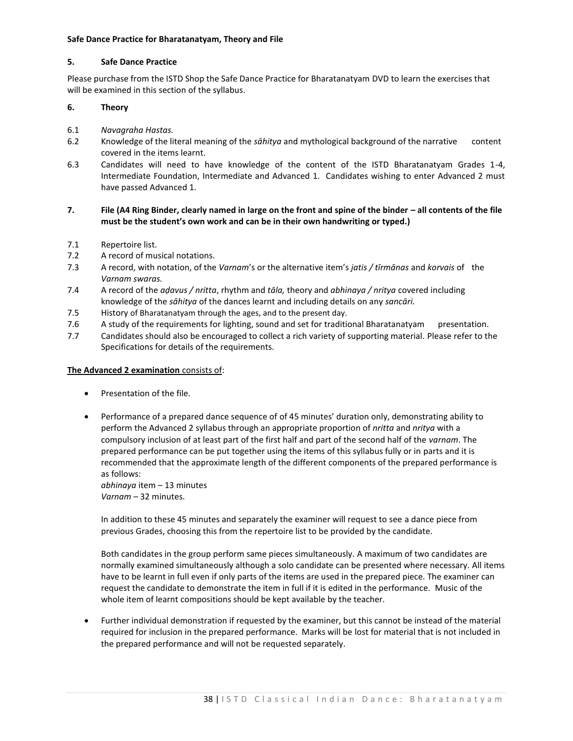**Safe Dance Practice for Bharatanatyam, Theory and File**

## 5. Safe Dance Practice

Please purchase from the ISTD Shop the Safe Dance Practice for Bharatanatyam DVD to learn the exercises that will be examined in this section of the syllabus.

## 6. Theory

6.1 *Navagraha Hastas.*

6.2 Knowledge of the literal meaning of the *sāhitya* and mythological background of the narrative content covered in the items learnt.

6.3 Candidates will need to have knowledge of the content of the ISTD Bharatanatyam Grades 1-4, Intermediate Foundation, Intermediate and Advanced 1. Candidates wishing to enter Advanced 2 must have passed Advanced 1.

## 7. File (A4 Ring Binder, clearly named in large on the front and spine of the binder – all contents of the file must be the student's own work and can be in their own handwriting or typed.)

7.1 Repertoire list.

7.2 A record of musical notations.

7.3 A record, with notation, of the *Varnam*'s or the alternative item's *jatis / tīrmānas* and *korvais* of the *Varnam swaras.*

7.4 A record of the *aḍavus / nritta*, rhythm and *tāla,* theory and *abhinaya / nritya* covered including knowledge of the *sāhitya* of the dances learnt and including details on any *sancāri.*

7.5 History of Bharatanatyam through the ages, and to the present day.

7.6 A study of the requirements for lighting, sound and set for traditional Bharatanatyam presentation.

7.7 Candidates should also be encouraged to collect a rich variety of supporting material. Please refer to the Specifications for details of the requirements.

**The Advanced 2 examination** consists of:

- Presentation of the file.

- Performance of a prepared dance sequence of of 45 minutes' duration only, demonstrating ability to perform the Advanced 2 syllabus through an appropriate proportion of *nritta* and *nritya* with a compulsory inclusion of at least part of the first half and part of the second half of the *varnam*. The prepared performance can be put together using the items of this syllabus fully or in parts and it is recommended that the approximate length of the different components of the prepared performance is as follows:
  *abhinaya* item – 13 minutes
  *Varnam* – 32 minutes.

  In addition to these 45 minutes and separately the examiner will request to see a dance piece from previous Grades, choosing this from the repertoire list to be provided by the candidate.

  Both candidates in the group perform same pieces simultaneously. A maximum of two candidates are normally examined simultaneously although a solo candidate can be presented where necessary. All items have to be learnt in full even if only parts of the items are used in the prepared piece. The examiner can request the candidate to demonstrate the item in full if it is edited in the performance. Music of the whole item of learnt compositions should be kept available by the teacher.

- Further individual demonstration if requested by the examiner, but this cannot be instead of the material required for inclusion in the prepared performance. Marks will be lost for material that is not included in the prepared performance and will not be requested separately.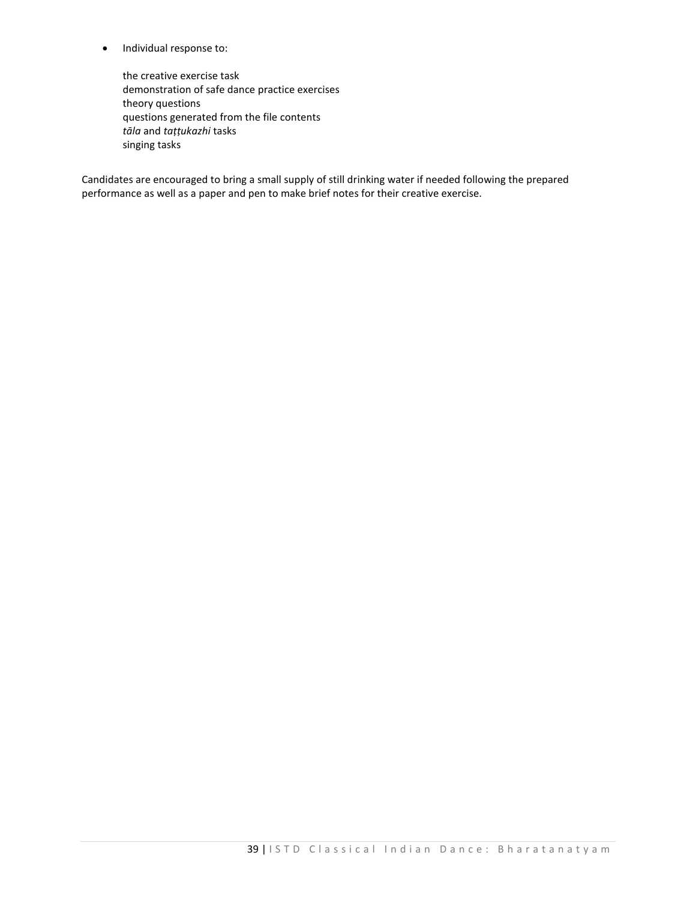- Individual response to:

    the creative exercise task
    demonstration of safe dance practice exercises
    theory questions
    questions generated from the file contents
    *tāla* and *taṭṭukazhi* tasks
    singing tasks

Candidates are encouraged to bring a small supply of still drinking water if needed following the prepared performance as well as a paper and pen to make brief notes for their creative exercise.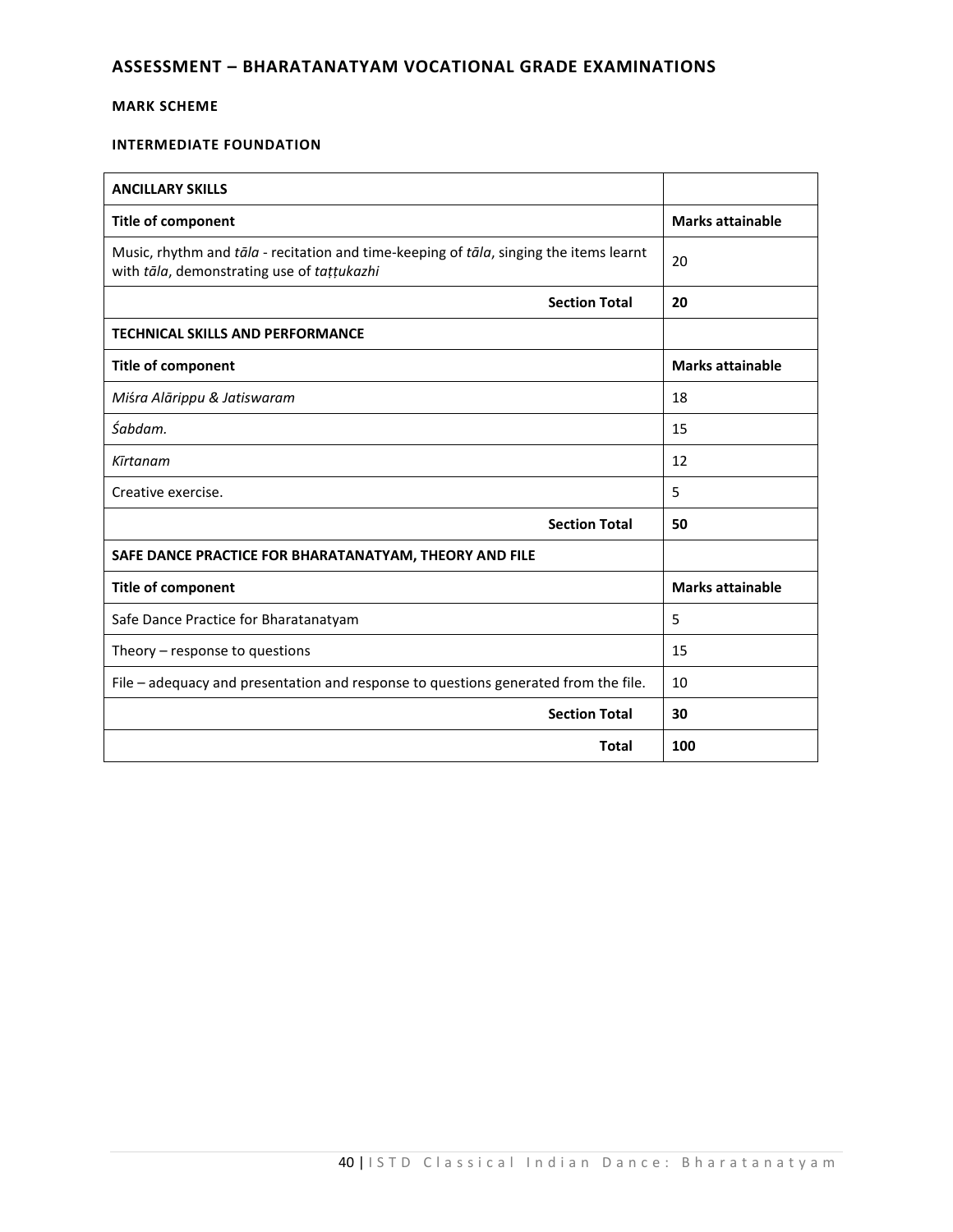## ASSESSMENT – BHARATANATYAM VOCATIONAL GRADE EXAMINATIONS

### MARK SCHEME

### INTERMEDIATE FOUNDATION

| **ANCILLARY SKILLS** | |
|---|---|
| **Title of component** | **Marks attainable** |
| Music, rhythm and *tāla* - recitation and time-keeping of *tāla*, singing the items learnt with *tāla*, demonstrating use of *taṭṭukazhi* | 20 |
| **Section Total** | **20** |
| **TECHNICAL SKILLS AND PERFORMANCE** | |
| **Title of component** | **Marks attainable** |
| *Miśra Alārippu & Jatiswaram* | 18 |
| *Śabdam.* | 15 |
| *Kīrtanam* | 12 |
| Creative exercise. | 5 |
| **Section Total** | **50** |
| **SAFE DANCE PRACTICE FOR BHARATANATYAM, THEORY AND FILE** | |
| **Title of component** | **Marks attainable** |
| Safe Dance Practice for Bharatanatyam | 5 |
| Theory – response to questions | 15 |
| File – adequacy and presentation and response to questions generated from the file. | 10 |
| **Section Total** | **30** |
| **Total** | **100** |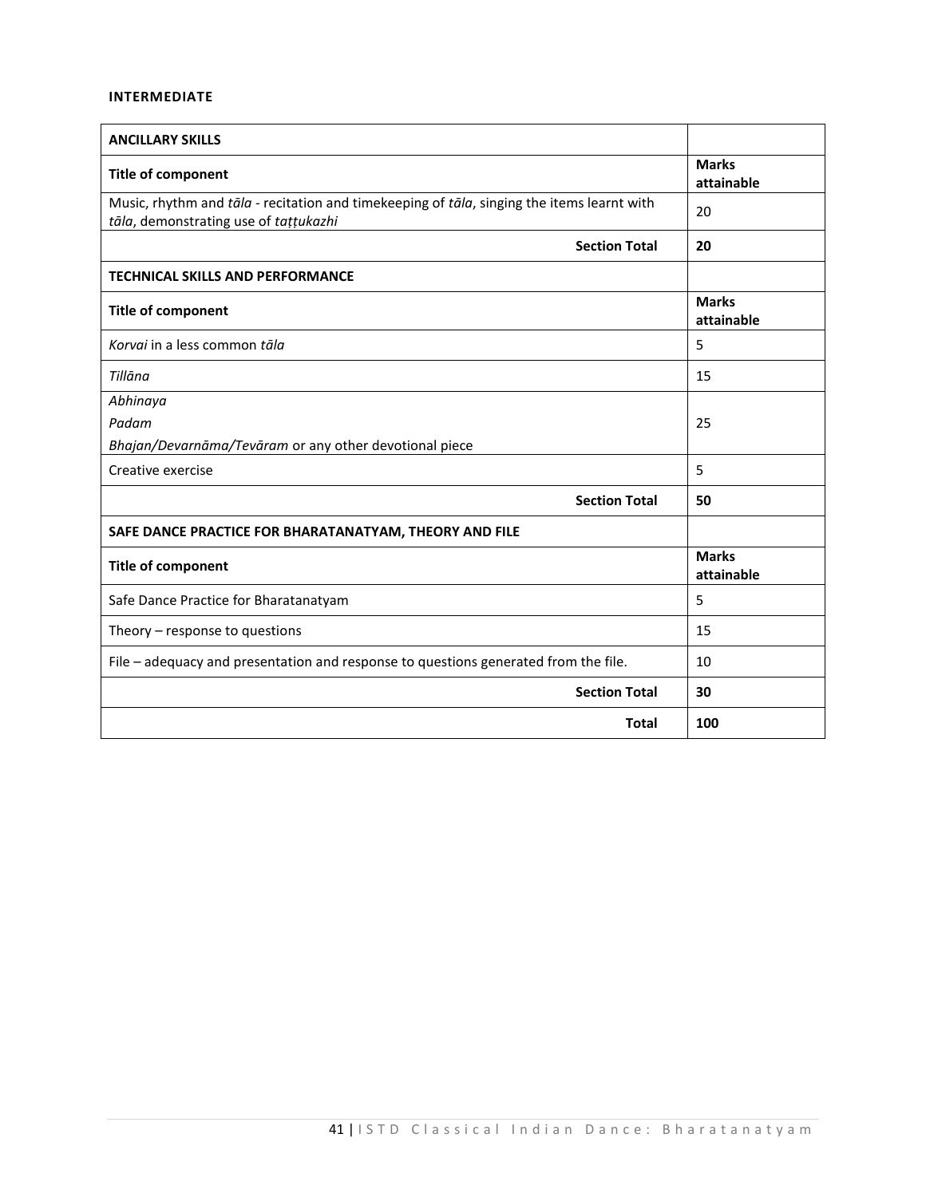#### INTERMEDIATE

| **ANCILLARY SKILLS** | |
|---|---|
| **Title of component** | **Marks attainable** |
| Music, rhythm and *tāla* - recitation and timekeeping of *tāla*, singing the items learnt with *tāla*, demonstrating use of *taṭṭukazhi* | 20 |
| **Section Total** | **20** |
| **TECHNICAL SKILLS AND PERFORMANCE** | |
| **Title of component** | **Marks attainable** |
| *Korvai* in a less common *tāla* | 5 |
| *Tillāna* | 15 |
| *Abhinaya*<br>*Padam*<br>*Bhajan/Devarnāma/Tevāram* or any other devotional piece | 25 |
| Creative exercise | 5 |
| **Section Total** | **50** |
| **SAFE DANCE PRACTICE FOR BHARATANATYAM, THEORY AND FILE** | |
| **Title of component** | **Marks attainable** |
| Safe Dance Practice for Bharatanatyam | 5 |
| Theory – response to questions | 15 |
| File – adequacy and presentation and response to questions generated from the file. | 10 |
| **Section Total** | **30** |
| **Total** | **100** |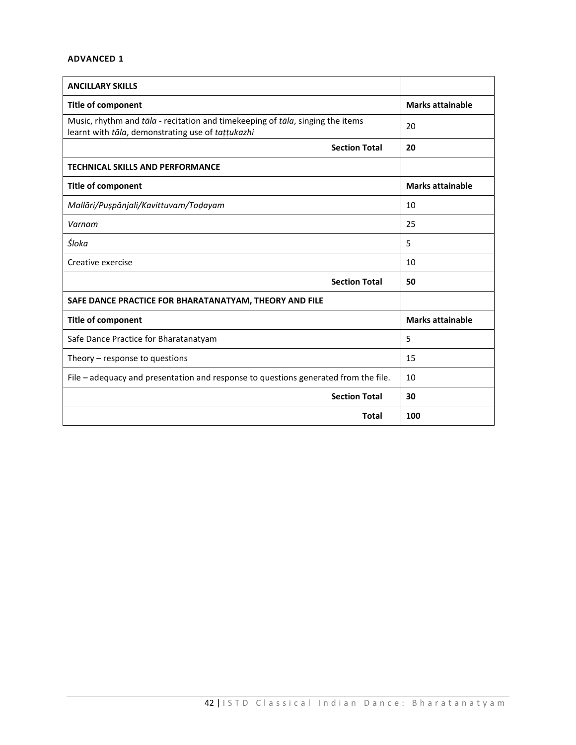**ADVANCED 1**

| **ANCILLARY SKILLS** | |
|---|---|
| **Title of component** | **Marks attainable** |
| Music, rhythm and *tāla* - recitation and timekeeping of *tāla*, singing the items learnt with *tāla*, demonstrating use of *taṭṭukazhi* | 20 |
| **Section Total** | **20** |
| **TECHNICAL SKILLS AND PERFORMANCE** | |
| **Title of component** | **Marks attainable** |
| *Mallāri/Puṣpāñjali/Kavittuvam/Toḍayam* | 10 |
| *Varnam* | 25 |
| *Śloka* | 5 |
| Creative exercise | 10 |
| **Section Total** | **50** |
| **SAFE DANCE PRACTICE FOR BHARATANATYAM, THEORY AND FILE** | |
| **Title of component** | **Marks attainable** |
| Safe Dance Practice for Bharatanatyam | 5 |
| Theory – response to questions | 15 |
| File – adequacy and presentation and response to questions generated from the file. | 10 |
| **Section Total** | **30** |
| **Total** | **100** |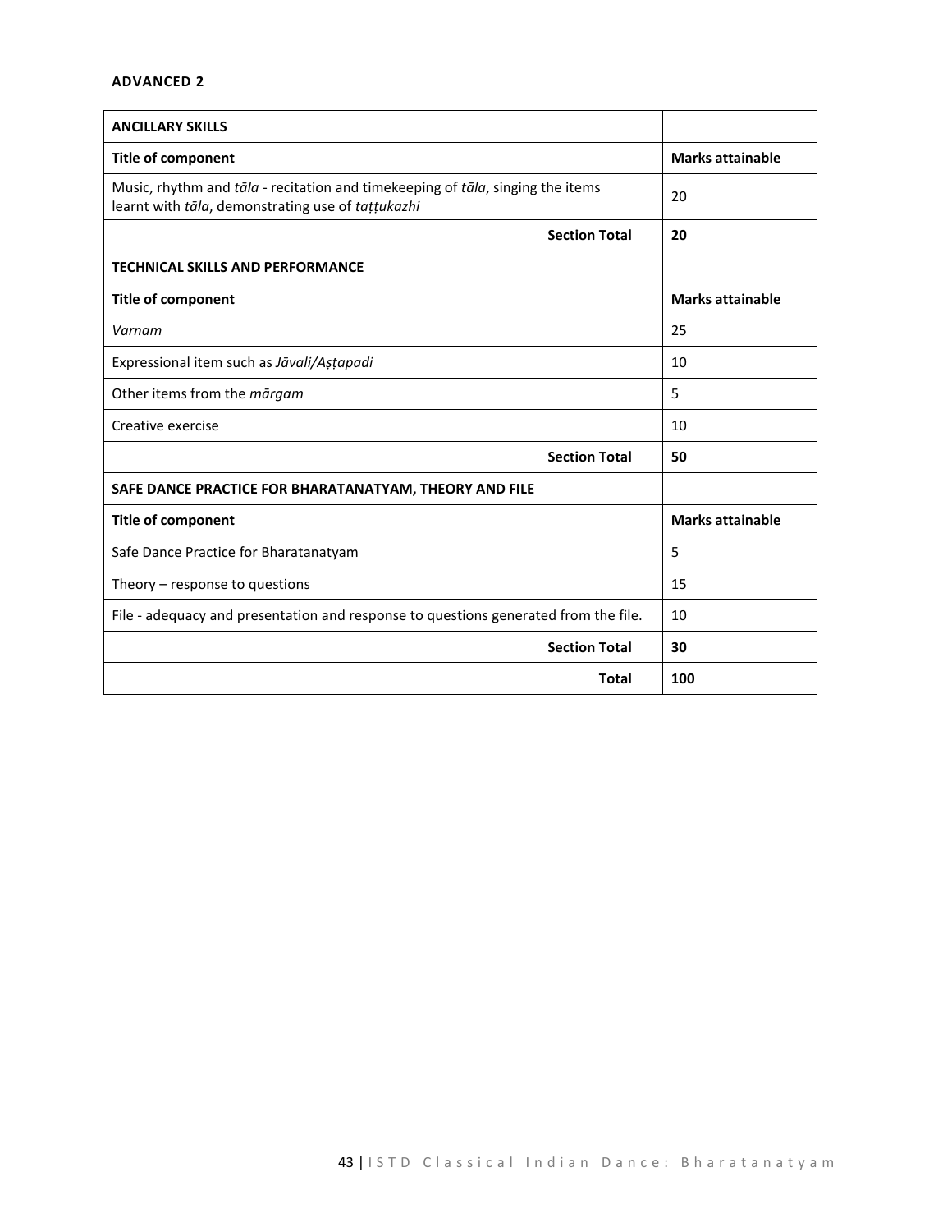**ADVANCED 2**

| **ANCILLARY SKILLS** | |
|---|---|
| **Title of component** | **Marks attainable** |
| Music, rhythm and *tāla* - recitation and timekeeping of *tāla*, singing the items learnt with *tāla*, demonstrating use of *taṭṭukazhi* | 20 |
| **Section Total** | **20** |
| **TECHNICAL SKILLS AND PERFORMANCE** | |
| **Title of component** | **Marks attainable** |
| *Varnam* | 25 |
| Expressional item such as *Jāvali/Aṣṭapadi* | 10 |
| Other items from the *mārgam* | 5 |
| Creative exercise | 10 |
| **Section Total** | **50** |
| **SAFE DANCE PRACTICE FOR BHARATANATYAM, THEORY AND FILE** | |
| **Title of component** | **Marks attainable** |
| Safe Dance Practice for Bharatanatyam | 5 |
| Theory – response to questions | 15 |
| File - adequacy and presentation and response to questions generated from the file. | 10 |
| **Section Total** | **30** |
| **Total** | **100** |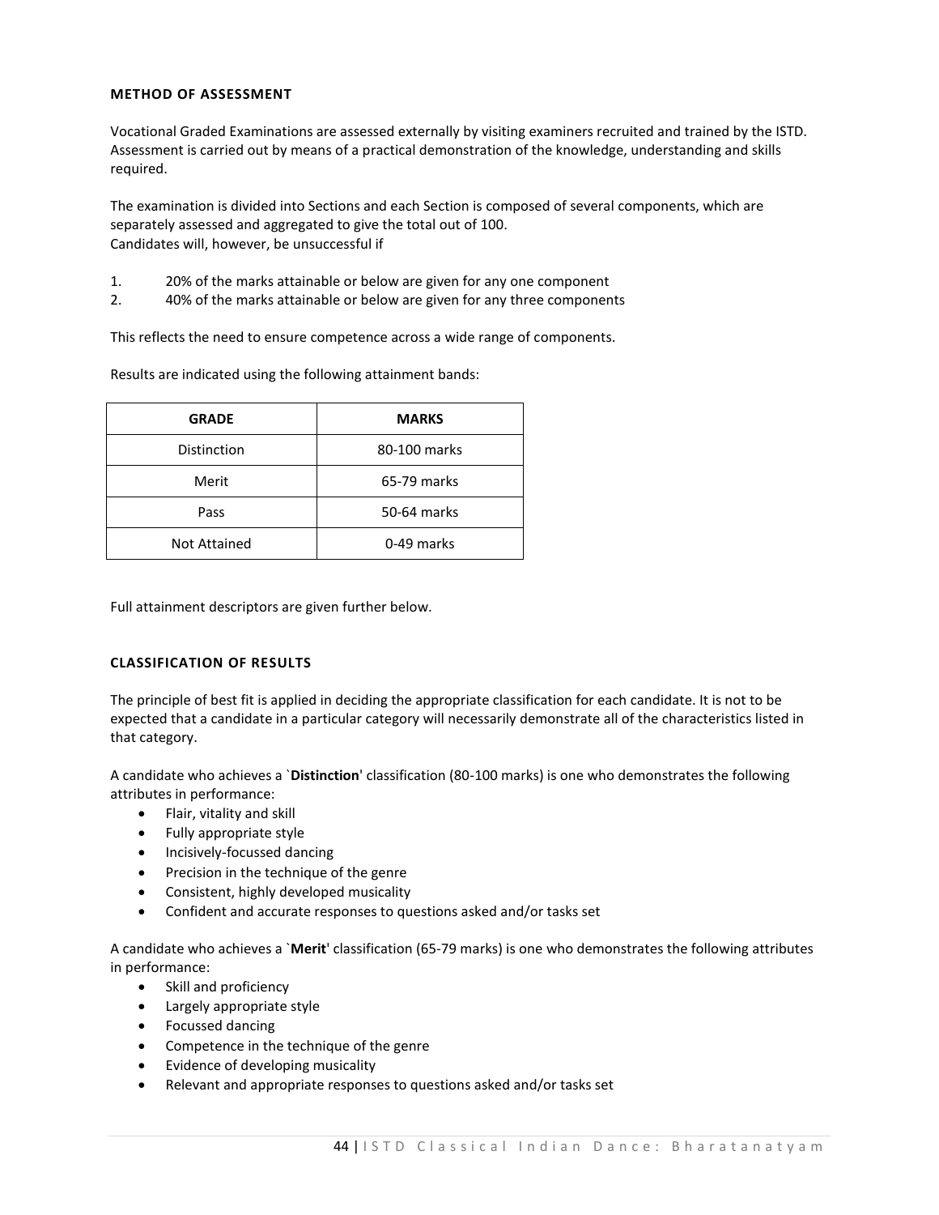### METHOD OF ASSESSMENT

Vocational Graded Examinations are assessed externally by visiting examiners recruited and trained by the ISTD. Assessment is carried out by means of a practical demonstration of the knowledge, understanding and skills required.

The examination is divided into Sections and each Section is composed of several components, which are separately assessed and aggregated to give the total out of 100.
Candidates will, however, be unsuccessful if

1. 20% of the marks attainable or below are given for any one component
2. 40% of the marks attainable or below are given for any three components

This reflects the need to ensure competence across a wide range of components.

Results are indicated using the following attainment bands:

| GRADE | MARKS |
|---|---|
| Distinction | 80-100 marks |
| Merit | 65-79 marks |
| Pass | 50-64 marks |
| Not Attained | 0-49 marks |

Full attainment descriptors are given further below.

### CLASSIFICATION OF RESULTS

The principle of best fit is applied in deciding the appropriate classification for each candidate. It is not to be expected that a candidate in a particular category will necessarily demonstrate all of the characteristics listed in that category.

A candidate who achieves a `**Distinction**' classification (80-100 marks) is one who demonstrates the following attributes in performance:

- Flair, vitality and skill
- Fully appropriate style
- Incisively-focussed dancing
- Precision in the technique of the genre
- Consistent, highly developed musicality
- Confident and accurate responses to questions asked and/or tasks set

A candidate who achieves a `**Merit**' classification (65-79 marks) is one who demonstrates the following attributes in performance:

- Skill and proficiency
- Largely appropriate style
- Focussed dancing
- Competence in the technique of the genre
- Evidence of developing musicality
- Relevant and appropriate responses to questions asked and/or tasks set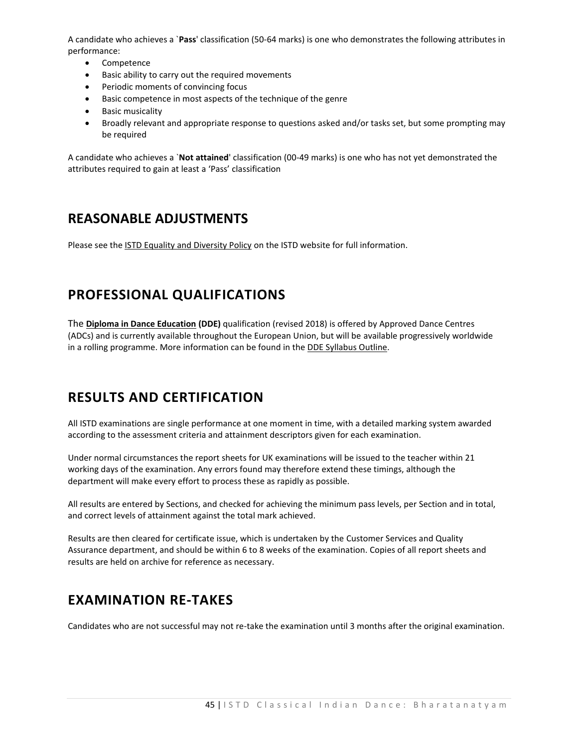A candidate who achieves a `**Pass**' classification (50-64 marks) is one who demonstrates the following attributes in performance:

- Competence
- Basic ability to carry out the required movements
- Periodic moments of convincing focus
- Basic competence in most aspects of the technique of the genre
- Basic musicality
- Broadly relevant and appropriate response to questions asked and/or tasks set, but some prompting may be required

A candidate who achieves a `**Not attained**' classification (00-49 marks) is one who has not yet demonstrated the attributes required to gain at least a 'Pass' classification

## REASONABLE ADJUSTMENTS

Please see the ISTD Equality and Diversity Policy on the ISTD website for full information.

## PROFESSIONAL QUALIFICATIONS

The **Diploma in Dance Education (DDE)** qualification (revised 2018) is offered by Approved Dance Centres (ADCs) and is currently available throughout the European Union, but will be available progressively worldwide in a rolling programme. More information can be found in the DDE Syllabus Outline.

## RESULTS AND CERTIFICATION

All ISTD examinations are single performance at one moment in time, with a detailed marking system awarded according to the assessment criteria and attainment descriptors given for each examination.

Under normal circumstances the report sheets for UK examinations will be issued to the teacher within 21 working days of the examination. Any errors found may therefore extend these timings, although the department will make every effort to process these as rapidly as possible.

All results are entered by Sections, and checked for achieving the minimum pass levels, per Section and in total, and correct levels of attainment against the total mark achieved.

Results are then cleared for certificate issue, which is undertaken by the Customer Services and Quality Assurance department, and should be within 6 to 8 weeks of the examination. Copies of all report sheets and results are held on archive for reference as necessary.

## EXAMINATION RE-TAKES

Candidates who are not successful may not re-take the examination until 3 months after the original examination.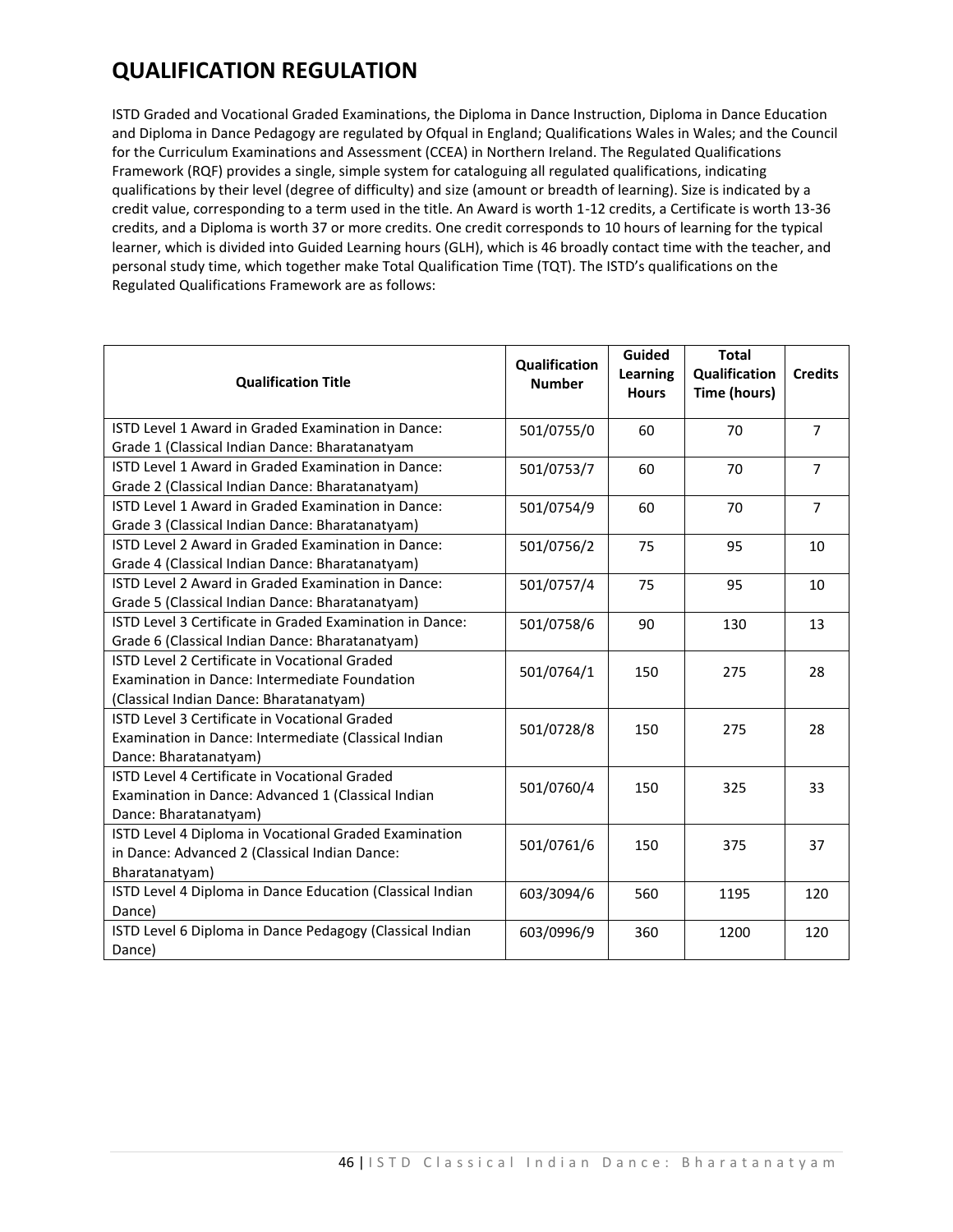# QUALIFICATION REGULATION

ISTD Graded and Vocational Graded Examinations, the Diploma in Dance Instruction, Diploma in Dance Education and Diploma in Dance Pedagogy are regulated by Ofqual in England; Qualifications Wales in Wales; and the Council for the Curriculum Examinations and Assessment (CCEA) in Northern Ireland. The Regulated Qualifications Framework (RQF) provides a single, simple system for cataloguing all regulated qualifications, indicating qualifications by their level (degree of difficulty) and size (amount or breadth of learning). Size is indicated by a credit value, corresponding to a term used in the title. An Award is worth 1-12 credits, a Certificate is worth 13-36 credits, and a Diploma is worth 37 or more credits. One credit corresponds to 10 hours of learning for the typical learner, which is divided into Guided Learning hours (GLH), which is 46 broadly contact time with the teacher, and personal study time, which together make Total Qualification Time (TQT). The ISTD's qualifications on the Regulated Qualifications Framework are as follows:

| Qualification Title | Qualification Number | Guided Learning Hours | Total Qualification Time (hours) | Credits |
|---|---|---|---|---|
| ISTD Level 1 Award in Graded Examination in Dance: Grade 1 (Classical Indian Dance: Bharatanatyam | 501/0755/0 | 60 | 70 | 7 |
| ISTD Level 1 Award in Graded Examination in Dance: Grade 2 (Classical Indian Dance: Bharatanatyam) | 501/0753/7 | 60 | 70 | 7 |
| ISTD Level 1 Award in Graded Examination in Dance: Grade 3 (Classical Indian Dance: Bharatanatyam) | 501/0754/9 | 60 | 70 | 7 |
| ISTD Level 2 Award in Graded Examination in Dance: Grade 4 (Classical Indian Dance: Bharatanatyam) | 501/0756/2 | 75 | 95 | 10 |
| ISTD Level 2 Award in Graded Examination in Dance: Grade 5 (Classical Indian Dance: Bharatanatyam) | 501/0757/4 | 75 | 95 | 10 |
| ISTD Level 3 Certificate in Graded Examination in Dance: Grade 6 (Classical Indian Dance: Bharatanatyam) | 501/0758/6 | 90 | 130 | 13 |
| ISTD Level 2 Certificate in Vocational Graded Examination in Dance: Intermediate Foundation (Classical Indian Dance: Bharatanatyam) | 501/0764/1 | 150 | 275 | 28 |
| ISTD Level 3 Certificate in Vocational Graded Examination in Dance: Intermediate (Classical Indian Dance: Bharatanatyam) | 501/0728/8 | 150 | 275 | 28 |
| ISTD Level 4 Certificate in Vocational Graded Examination in Dance: Advanced 1 (Classical Indian Dance: Bharatanatyam) | 501/0760/4 | 150 | 325 | 33 |
| ISTD Level 4 Diploma in Vocational Graded Examination in Dance: Advanced 2 (Classical Indian Dance: Bharatanatyam) | 501/0761/6 | 150 | 375 | 37 |
| ISTD Level 4 Diploma in Dance Education (Classical Indian Dance) | 603/3094/6 | 560 | 1195 | 120 |
| ISTD Level 6 Diploma in Dance Pedagogy (Classical Indian Dance) | 603/0996/9 | 360 | 1200 | 120 |